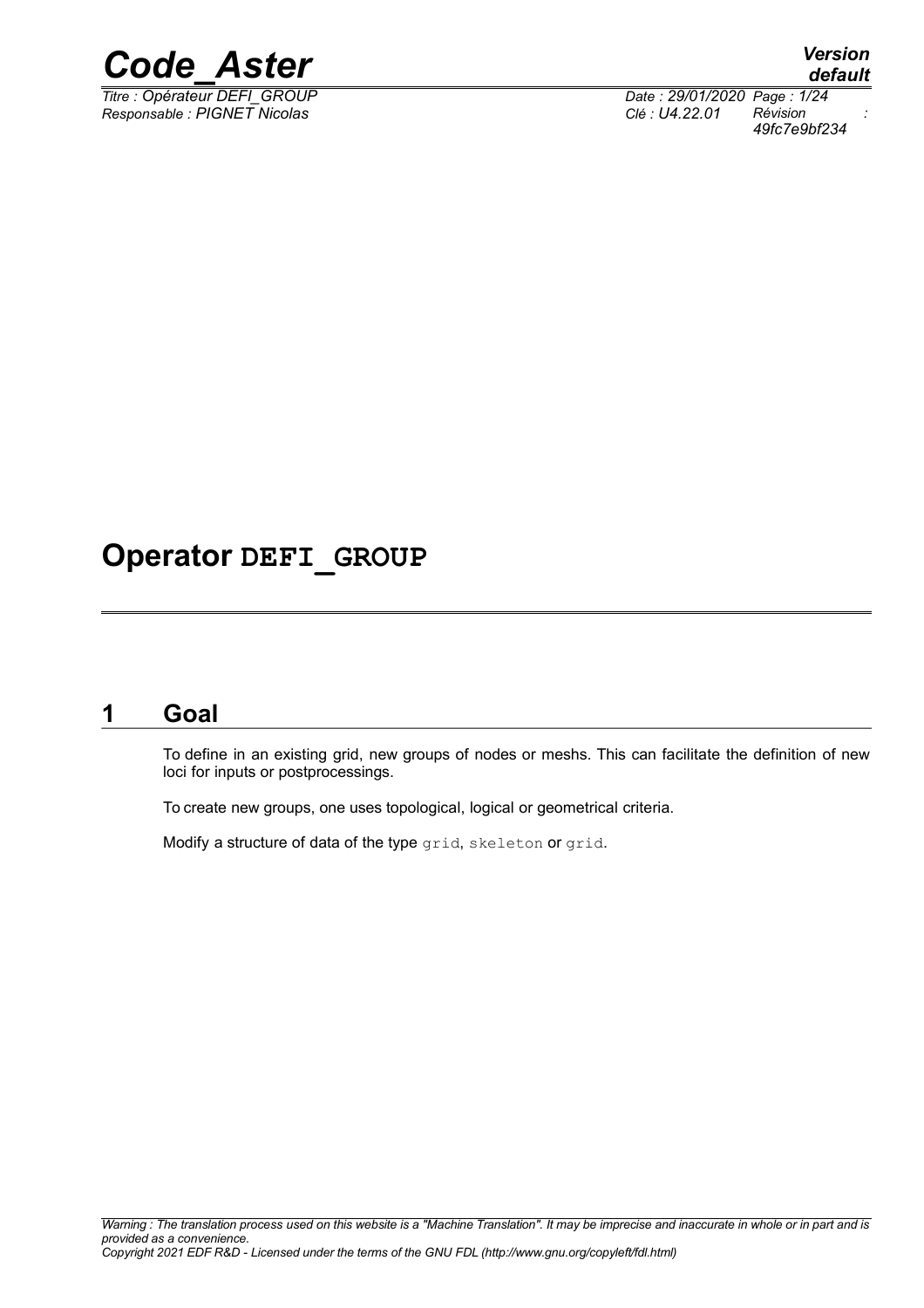# Operator DEFI_GROUP

## 1 Goal

To define in an existing grid, new groups of nodes or meshs. This can facilitate the definition of new loci for inputs or postprocessings.

To create new groups, one uses topological, logical or geometrical criteria.

Modify a structure of data of the type `grid`, `skeleton` or `grid`.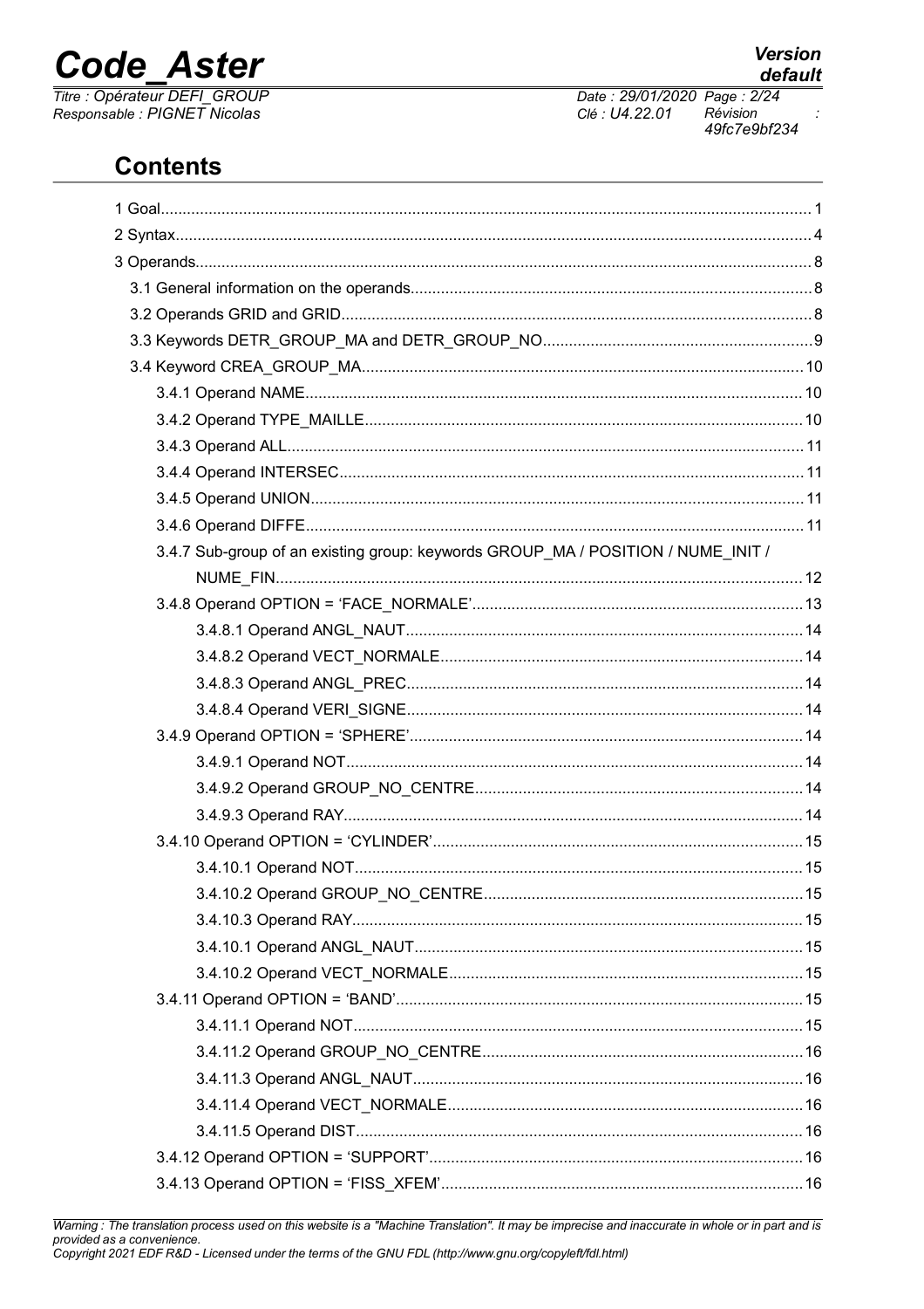## Contents

1 Goal........................................................................................................................................................ 1

2 Syntax..................................................................................................................................................... 4

3 Operands................................................................................................................................................ 8

3.1 General information on the operands........................................................................................... 8

3.2 Operands GRID and GRID............................................................................................................. 8

3.3 Keywords DETR_GROUP_MA and DETR_GROUP_NO............................................................. 9

3.4 Keyword CREA_GROUP_MA....................................................................................................... 10

3.4.1 Operand NAME..................................................................................................................... 10

3.4.2 Operand TYPE_MAILLE....................................................................................................... 10

3.4.3 Operand ALL.......................................................................................................................... 11

3.4.4 Operand INTERSEC.............................................................................................................. 11

3.4.5 Operand UNION..................................................................................................................... 11

3.4.6 Operand DIFFE...................................................................................................................... 11

3.4.7 Sub-group of an existing group: keywords GROUP_MA / POSITION / NUME_INIT / NUME_FIN.......................................................................................................................... 12

3.4.8 Operand OPTION = 'FACE_NORMALE'............................................................................ 13

3.4.8.1 Operand ANGL_NAUT.................................................................................................. 14

3.4.8.2 Operand VECT_NORMALE.......................................................................................... 14

3.4.8.3 Operand ANGL_PREC................................................................................................. 14

3.4.8.4 Operand VERI_SIGNE................................................................................................. 14

3.4.9 Operand OPTION = 'SPHERE'.......................................................................................... 14

3.4.9.1 Operand NOT................................................................................................................ 14

3.4.9.2 Operand GROUP_NO_CENTRE.................................................................................. 14

3.4.9.3 Operand RAY................................................................................................................ 14

3.4.10 Operand OPTION = 'CYLINDER'..................................................................................... 15

3.4.10.1 Operand NOT.............................................................................................................. 15

3.4.10.2 Operand GROUP_NO_CENTRE................................................................................ 15

3.4.10.3 Operand RAY.............................................................................................................. 15

3.4.10.1 Operand ANGL_NAUT................................................................................................ 15

3.4.10.2 Operand VECT_NORMALE........................................................................................ 15

3.4.11 Operand OPTION = 'BAND'.............................................................................................. 15

3.4.11.1 Operand NOT.............................................................................................................. 15

3.4.11.2 Operand GROUP_NO_CENTRE................................................................................ 16

3.4.11.3 Operand ANGL_NAUT................................................................................................ 16

3.4.11.4 Operand VECT_NORMALE........................................................................................ 16

3.4.11.5 Operand DIST............................................................................................................. 16

3.4.12 Operand OPTION = 'SUPPORT'....................................................................................... 16

3.4.13 Operand OPTION = 'FISS_XFEM'.................................................................................... 16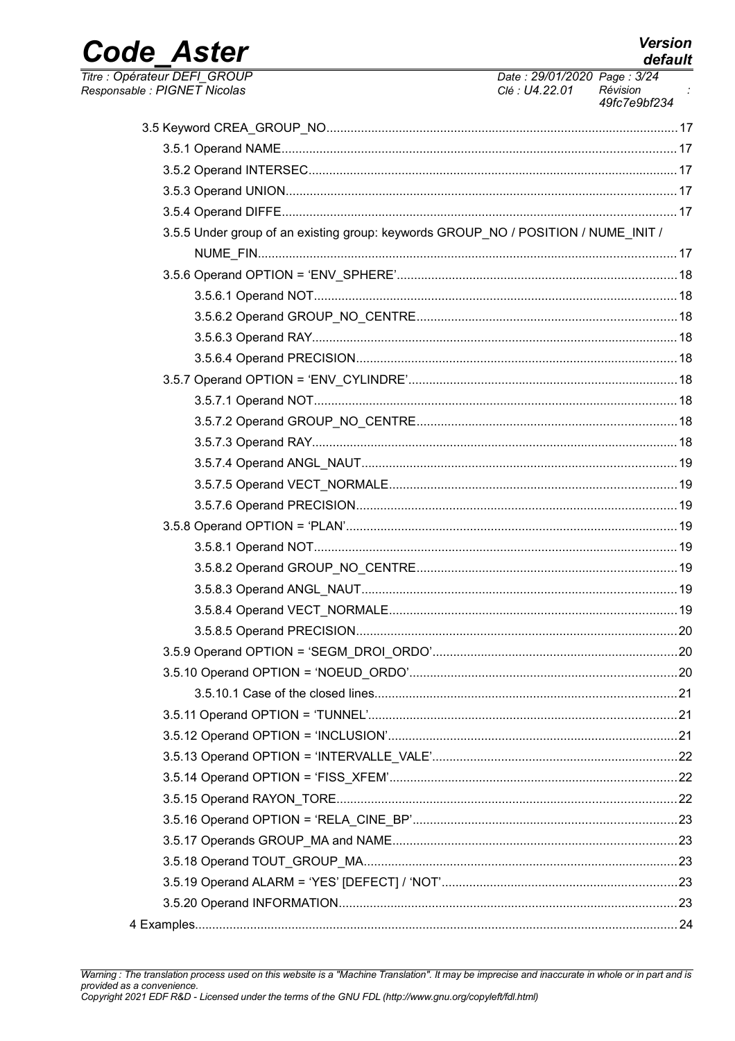3.5 Keyword CREA_GROUP_NO....................................................................................................17

3.5.1 Operand NAME.................................................................................................................17

3.5.2 Operand INTERSEC..........................................................................................................17

3.5.3 Operand UNION................................................................................................................17

3.5.4 Operand DIFFE.................................................................................................................17

3.5.5 Under group of an existing group: keywords GROUP_NO / POSITION / NUME_INIT / NUME_FIN........................................................................................................................17

3.5.6 Operand OPTION = 'ENV_SPHERE'................................................................................18

3.5.6.1 Operand NOT.......................................................................................................18

3.5.6.2 Operand GROUP_NO_CENTRE..........................................................................18

3.5.6.3 Operand RAY........................................................................................................18

3.5.6.4 Operand PRECISION...........................................................................................18

3.5.7 Operand OPTION = 'ENV_CYLINDRE'.............................................................................18

3.5.7.1 Operand NOT.......................................................................................................18

3.5.7.2 Operand GROUP_NO_CENTRE..........................................................................18

3.5.7.3 Operand RAY........................................................................................................18

3.5.7.4 Operand ANGL_NAUT..........................................................................................19

3.5.7.5 Operand VECT_NORMALE..................................................................................19

3.5.7.6 Operand PRECISION...........................................................................................19

3.5.8 Operand OPTION = 'PLAN'..............................................................................................19

3.5.8.1 Operand NOT.......................................................................................................19

3.5.8.2 Operand GROUP_NO_CENTRE..........................................................................19

3.5.8.3 Operand ANGL_NAUT..........................................................................................19

3.5.8.4 Operand VECT_NORMALE..................................................................................19

3.5.8.5 Operand PRECISION...........................................................................................20

3.5.9 Operand OPTION = 'SEGM_DROI_ORDO'......................................................................20

3.5.10 Operand OPTION = 'NOEUD_ORDO'............................................................................20

3.5.10.1 Case of the closed lines......................................................................................21

3.5.11 Operand OPTION = 'TUNNEL'........................................................................................21

3.5.12 Operand OPTION = 'INCLUSION'...................................................................................21

3.5.13 Operand OPTION = 'INTERVALLE_VALE'......................................................................22

3.5.14 Operand OPTION = 'FISS_XFEM'..................................................................................22

3.5.15 Operand RAYON_TORE.................................................................................................22

3.5.16 Operand OPTION = 'RELA_CINE_BP'............................................................................23

3.5.17 Operands GROUP_MA and NAME.................................................................................23

3.5.18 Operand TOUT_GROUP_MA..........................................................................................23

3.5.19 Operand ALARM = 'YES' [DEFECT] / 'NOT'...................................................................23

3.5.20 Operand INFORMATION................................................................................................23

4 Examples.........................................................................................................................24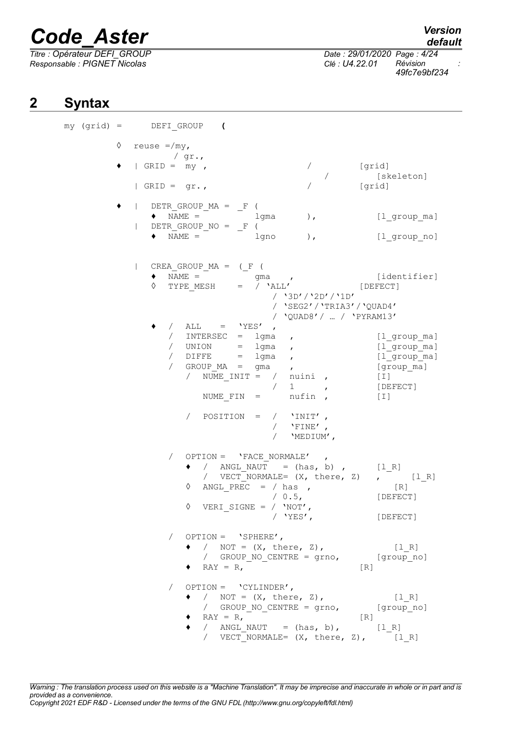## 2 Syntax

```
my (grid) =      DEFI_GROUP    (

         ◊  reuse =/my,
                  / gr.,
         ♦  | GRID =  my ,                      /         [grid]
                                                    /        [skeleton]
            | GRID =  gr.,                      /         [grid]

         ♦  |  DETR_GROUP_MA = _F (
               ♦  NAME =           lgma       ),           [l_group_ma]
            |  DETR_GROUP_NO = _F (
               ♦  NAME =           lgno       ),           [l_group_no]


            |  CREA_GROUP_MA = (_F (
               ♦  NAME =           gma    ,                [identifier]
               ◊  TYPE_MESH    =  / 'ALL'              [DEFECT]
                                    / '3D'/'2D'/'1D'
                                    / 'SEG2'/'TRIA3'/'QUAD4'
                                    / 'QUAD8'/ … / 'PYRAM13'
               ♦  /  ALL    =  'YES'  ,
                  /  INTERSEC  =  lgma   ,                 [l_group_ma]
                  /  UNION     =  lgma   ,                 [l_group_ma]
                  /  DIFFE     =  lgma   ,                 [l_group_ma]
                  /  GROUP_MA  =  gma    ,                 [group_ma]
                     /  NUME_INIT =  /  nuini  ,           [I]
                                     /  1      ,           [DEFECT]
                        NUME_FIN  =     nufin  ,           [I]

                     /  POSITION  =  /  'INIT' ,
                                     /  'FINE' ,
                                     /  'MEDIUM',

                  /  OPTION =  'FACE_NORMALE'  ,
                     ♦  /  ANGL_NAUT   = (has, b) ,      [l_R]
                        /  VECT_NORMALE= (X, there, Z)   ,      [l_R]
                     ◊  ANGL_PREC  = / has  ,                [R]
                                     / 0.5,               [DEFECT]
                     ◊  VERI_SIGNE = / 'NOT',
                                     / 'YES',             [DEFECT]

                  /  OPTION =  'SPHERE',
                     ♦  /  NOT = (X, there, Z),             [l_R]
                        /  GROUP_NO_CENTRE = grno,       [group_no]
                     ♦  RAY = R,                        [R]

                  /  OPTION =  'CYLINDER',
                     ♦  /  NOT = (X, there, Z),             [l_R]
                        /  GROUP_NO_CENTRE = grno,       [group_no]
                     ♦  RAY = R,                        [R]
                     ♦  /  ANGL_NAUT   = (has, b),      [l_R]
                        /  VECT_NORMALE= (X, there, Z),     [l_R]
```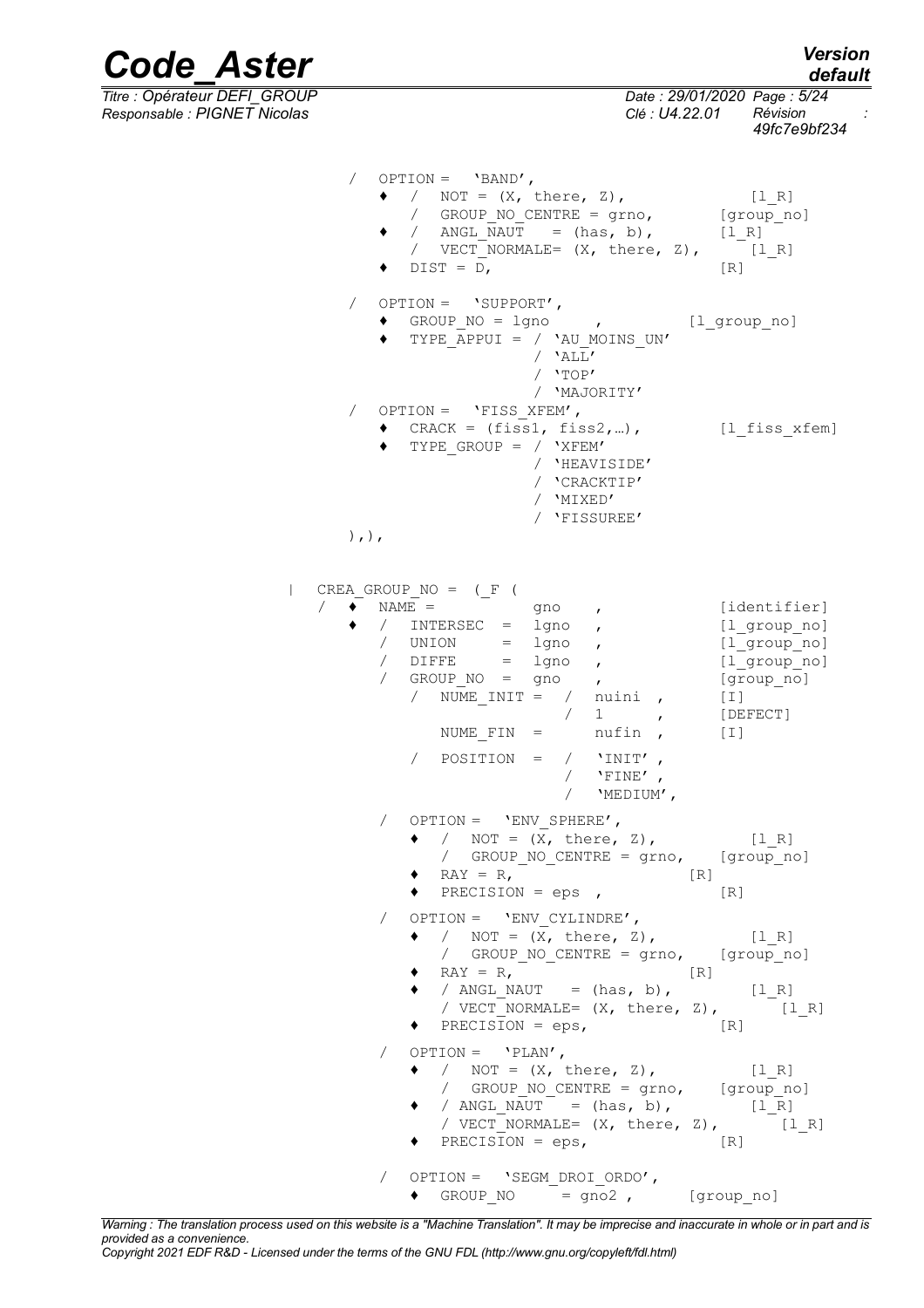```
      /  OPTION =  'BAND',
         ♦  /  NOT = (X, there, Z),              [l_R]
            /  GROUP_NO_CENTRE = grno,          [group_no]
         ♦  /  ANGL_NAUT   = (has, b),          [l_R]
            /  VECT_NORMALE= (X, there, Z),      [l_R]
         ♦  DIST = D,                            [R]

      /  OPTION =  'SUPPORT',
         ♦  GROUP_NO = lgno     ,           [l_group_no]
         ♦  TYPE_APPUI = / 'AU_MOINS_UN'
                         / 'ALL'
                         / 'TOP'
                         / 'MAJORITY'
      /  OPTION =  'FISS_XFEM',
         ♦  CRACK = (fiss1, fiss2,…),           [l_fiss_xfem]
         ♦  TYPE_GROUP = / 'XFEM'
                         / 'HEAVISIDE'
                         / 'CRACKTIP'
                         / 'MIXED'
                         / 'FISSUREE'
      ),),


  |  CREA_GROUP_NO =  (_F (
     /  ♦  NAME =           gno    ,              [identifier]
        ♦  /  INTERSEC  =  lgno   ,              [l_group_no]
           /  UNION     =  lgno   ,              [l_group_no]
           /  DIFFE     =  lgno   ,              [l_group_no]
           /  GROUP_NO  =  gno    ,              [group_no]
              /  NUME_INIT =  /  nuini  ,        [I]
                              /  1      ,        [DEFECT]
                 NUME_FIN  =     nufin  ,        [I]

              /  POSITION  =  /  'INIT' ,
                              /  'FINE' ,
                              /  'MEDIUM',

           /  OPTION =  'ENV_SPHERE',
              ♦  /  NOT = (X, there, Z),          [l_R]
                 /  GROUP_NO_CENTRE = grno,     [group_no]
              ♦  RAY = R,                    [R]
              ♦  PRECISION = eps  ,              [R]

           /  OPTION =  'ENV_CYLINDRE',
              ♦  /  NOT = (X, there, Z),          [l_R]
                 /  GROUP_NO_CENTRE = grno,     [group_no]
              ♦  RAY = R,                    [R]
              ♦  / ANGL_NAUT   = (has, b),        [l_R]
                 / VECT_NORMALE= (X, there, Z),      [l_R]
              ♦  PRECISION = eps,                [R]

           /  OPTION =  'PLAN',
              ♦  /  NOT = (X, there, Z),          [l_R]
                 /  GROUP_NO_CENTRE = grno,     [group_no]
              ♦  / ANGL_NAUT   = (has, b),        [l_R]
                 / VECT_NORMALE= (X, there, Z),      [l_R]
              ♦  PRECISION = eps,                [R]

           /  OPTION =  'SEGM_DROI_ORDO',
              ♦  GROUP_NO      = gno2 ,      [group_no]
```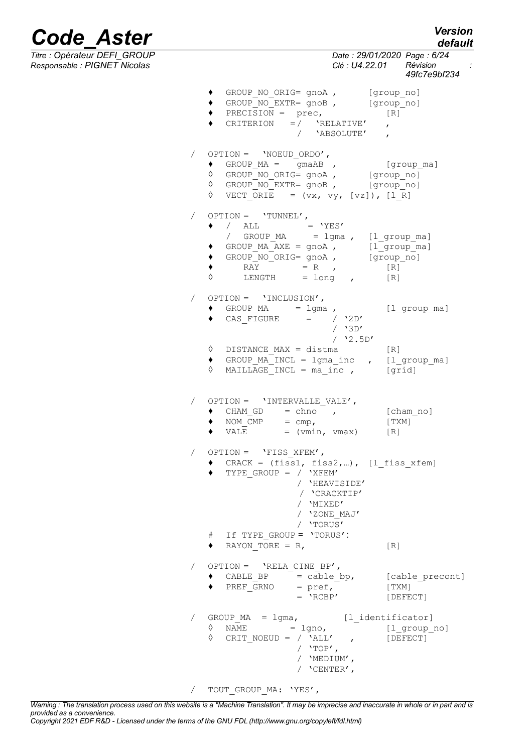```
♦ GROUP_NO_ORIG= gnoA ,        [group_no]
♦ GROUP_NO_EXTR= gnoB ,        [group_no]
♦ PRECISION =  prec,               [R]
♦ CRITERION   =/  'RELATIVE'    ,
               /  'ABSOLUTE'    ,

/  OPTION =  'NOEUD_ORDO',
   ♦ GROUP_MA =   gmaAB  ,            [group_ma]
   ◊ GROUP_NO_ORIG= gnoA ,        [group_no]
   ◊ GROUP_NO_EXTR= gnoB ,        [group_no]
   ◊ VECT_ORIE   = (vx, vy, [vz]), [l_R]

/  OPTION =  'TUNNEL',
   ♦ /  ALL         = 'YES'
     /  GROUP_MA     = lgma ,  [l_group_ma]
   ♦ GROUP_MA_AXE = gnoA ,      [l_group_ma]
   ♦ GROUP_NO_ORIG= gnoA ,      [group_no]
   ♦     RAY        = R  ,           [R]
   ◊     LENGTH     = long   ,       [R]

/  OPTION =  'INCLUSION',
   ♦ GROUP_MA     = lgma ,          [l_group_ma]
   ♦ CAS_FIGURE     =     / '2D'
                          / '3D'
                          / '2.5D'
   ◊ DISTANCE_MAX = distma          [R]
   ♦ GROUP_MA_INCL = lgma_inc   ,  [l_group_ma]
   ◊ MAILLAGE_INCL = ma_inc ,      [grid]

/  OPTION =  'INTERVALLE_VALE',
   ♦ CHAM_GD    = chno   ,          [cham_no]
   ♦ NOM_CMP    = cmp,              [TXM]
   ♦ VALE       = (vmin, vmax)      [R]

/  OPTION =  'FISS_XFEM',
   ♦ CRACK = (fiss1, fiss2,…), [l_fiss_xfem]
   ♦ TYPE_GROUP = / 'XFEM'
                  / 'HEAVISIDE'
                  / 'CRACKTIP'
                  / 'MIXED'
                  / 'ZONE_MAJ'
                  / 'TORUS'
   #  If TYPE_GROUP = 'TORUS':
   ♦ RAYON_TORE = R,                [R]

/  OPTION =  'RELA_CINE_BP',
   ♦ CABLE_BP     = cable_bp,      [cable_precont]
   ♦ PREF_GRNO    = pref,          [TXM]
                  = 'RCBP'         [DEFECT]

/  GROUP_MA  = lgma,        [l_identificator]
   ◊ NAME        = lgno,           [l_group_no]
   ◊ CRIT_NOEUD = / 'ALL'   ,      [DEFECT]
                  / 'TOP',
                  / 'MEDIUM',
                  / 'CENTER',

/  TOUT_GROUP_MA: 'YES',
```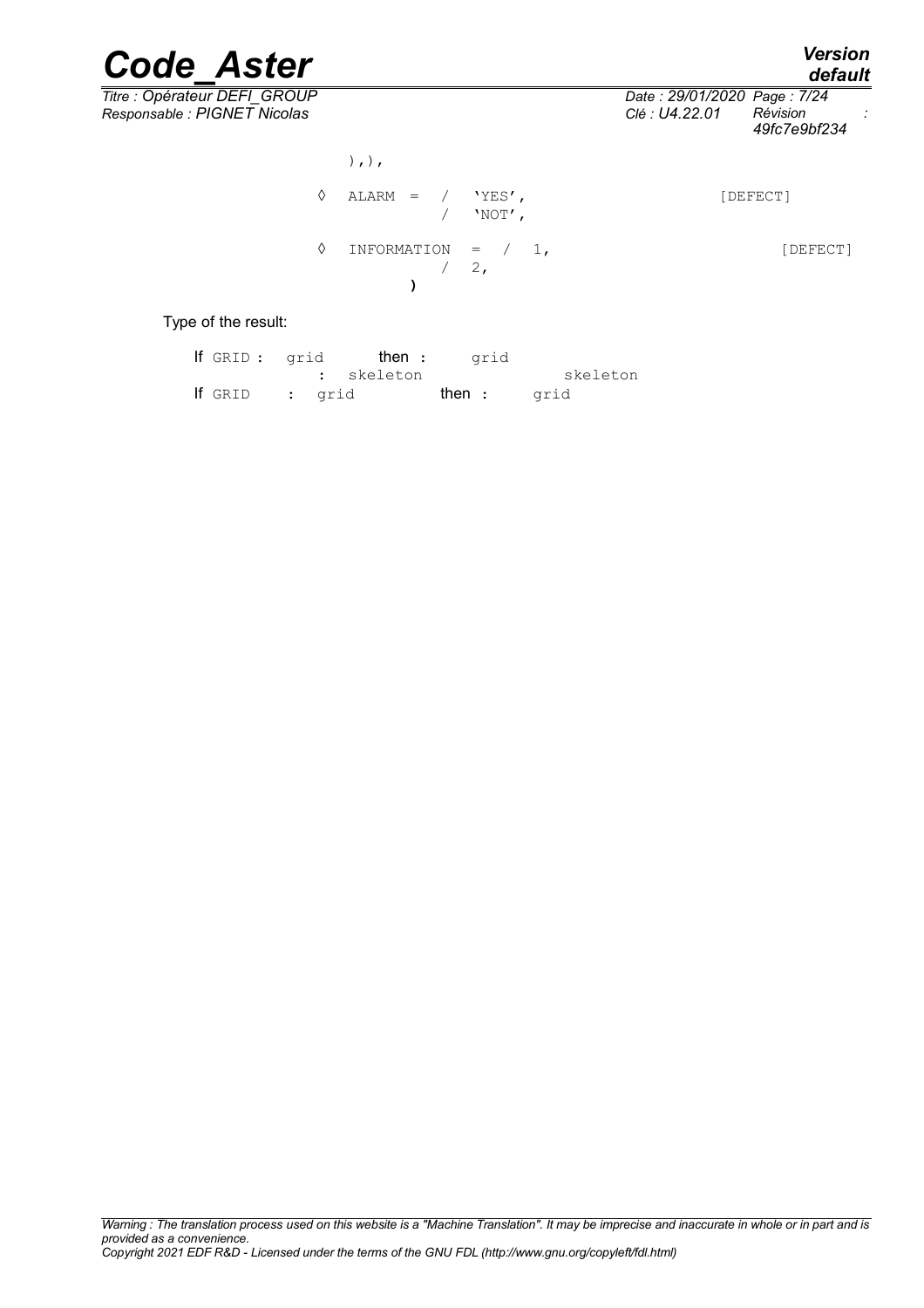```
                ),),

            ◊   ALARM  =  /   'YES',                        [DEFECT]
                          /   'NOT',

            ◊   INFORMATION   =  /  1,                         [DEFECT]
                                 /  2,
                      )
```

Type of the result:

```
If GRID :  grid        then :     grid
           :  skeleton                    skeleton
If GRID    :  grid           then :     grid
```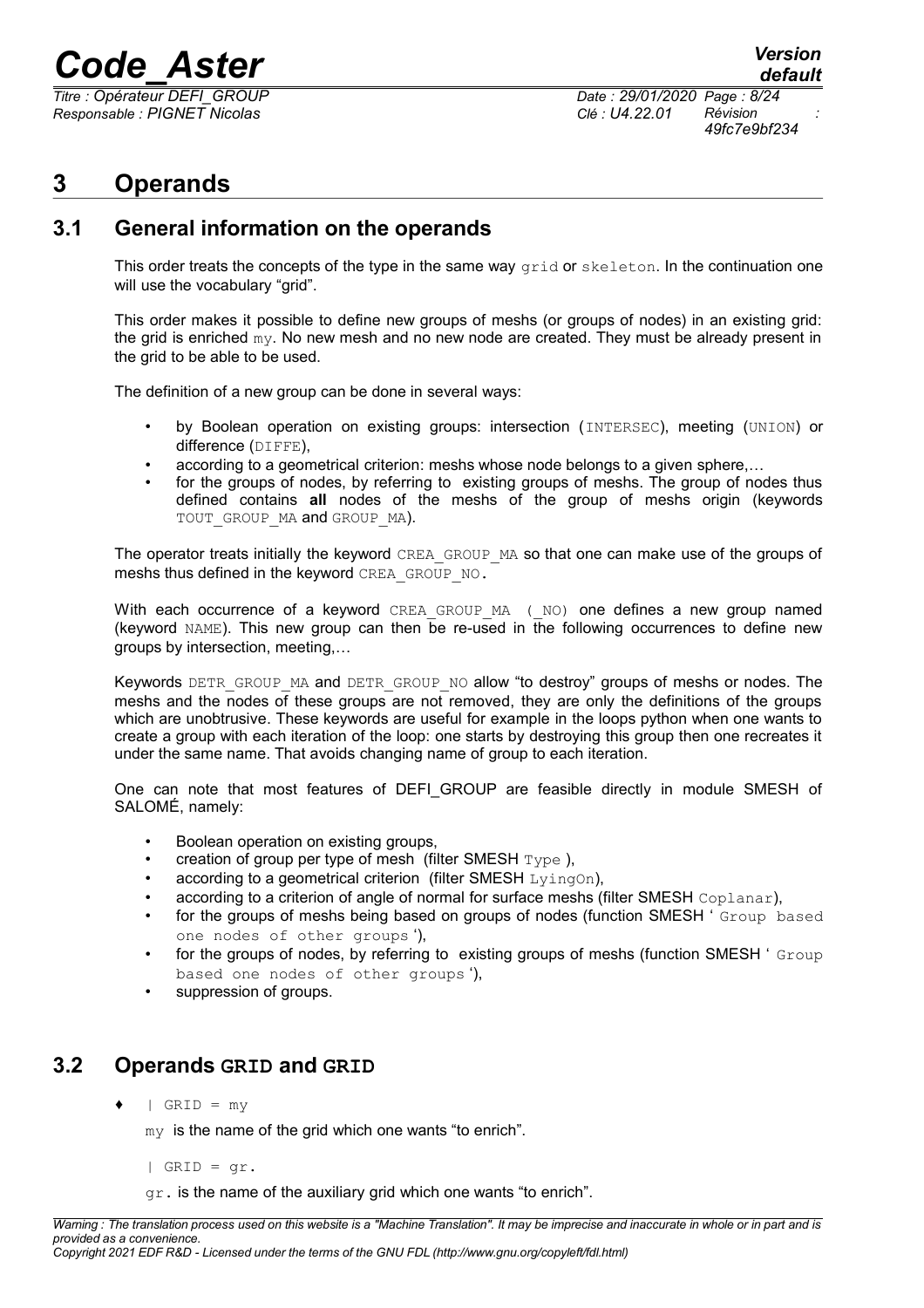# 3 Operands

## 3.1 General information on the operands

This order treats the concepts of the type in the same way `grid` or `skeleton`. In the continuation one will use the vocabulary "grid".

This order makes it possible to define new groups of meshs (or groups of nodes) in an existing grid: the grid is enriched `my`. No new mesh and no new node are created. They must be already present in the grid to be able to be used.

The definition of a new group can be done in several ways:

- by Boolean operation on existing groups: intersection (`INTERSEC`), meeting (`UNION`) or difference (`DIFFE`),
- according to a geometrical criterion: meshs whose node belongs to a given sphere,…
- for the groups of nodes, by referring to existing groups of meshs. The group of nodes thus defined contains **all** nodes of the meshs of the group of meshs origin (keywords `TOUT_GROUP_MA` and `GROUP_MA`).

The operator treats initially the keyword `CREA_GROUP_MA` so that one can make use of the groups of meshs thus defined in the keyword `CREA_GROUP_NO.`

With each occurrence of a keyword `CREA_GROUP_MA (_NO)` one defines a new group named (keyword `NAME`). This new group can then be re-used in the following occurrences to define new groups by intersection, meeting,…

Keywords `DETR_GROUP_MA` and `DETR_GROUP_NO` allow "to destroy" groups of meshs or nodes. The meshs and the nodes of these groups are not removed, they are only the definitions of the groups which are unobtrusive. These keywords are useful for example in the loops python when one wants to create a group with each iteration of the loop: one starts by destroying this group then one recreates it under the same name. That avoids changing name of group to each iteration.

One can note that most features of DEFI_GROUP are feasible directly in module SMESH of SALOMÉ, namely:

- Boolean operation on existing groups,
- creation of group per type of mesh (filter SMESH `Type` ),
- according to a geometrical criterion (filter SMESH `LyingOn`),
- according to a criterion of angle of normal for surface meshs (filter SMESH `Coplanar`),
- for the groups of meshs being based on groups of nodes (function SMESH ' `Group based one nodes of other groups` '),
- for the groups of nodes, by referring to existing groups of meshs (function SMESH ' `Group based one nodes of other groups` '),
- suppression of groups.

## 3.2 Operands GRID and GRID

♦ `| GRID = my`

`my` is the name of the grid which one wants "to enrich".

`| GRID = gr.`

`gr.` is the name of the auxiliary grid which one wants "to enrich".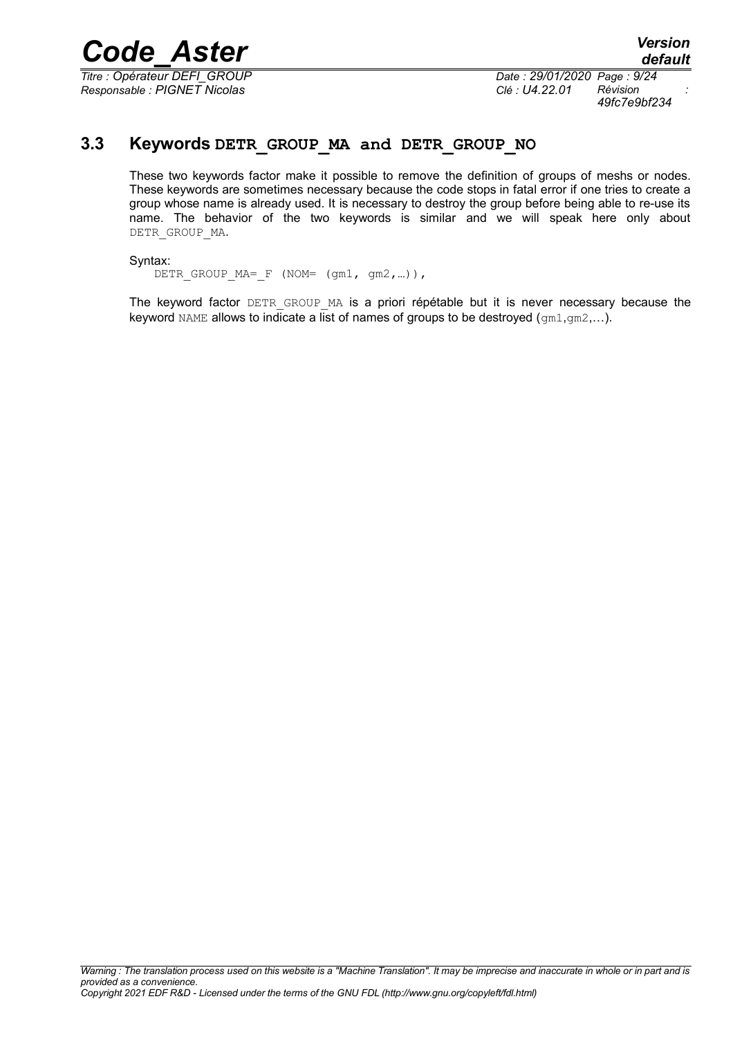### 3.3 Keywords DETR_GROUP_MA and DETR_GROUP_NO

These two keywords factor make it possible to remove the definition of groups of meshs or nodes. These keywords are sometimes necessary because the code stops in fatal error if one tries to create a group whose name is already used. It is necessary to destroy the group before being able to re-use its name. The behavior of the two keywords is similar and we will speak here only about DETR_GROUP_MA.

Syntax:

```
DETR_GROUP_MA=_F (NOM= (gm1, gm2,…)),
```

The keyword factor DETR_GROUP_MA is a priori répétable but it is never necessary because the keyword NAME allows to indicate a list of names of groups to be destroyed (gm1,gm2,…).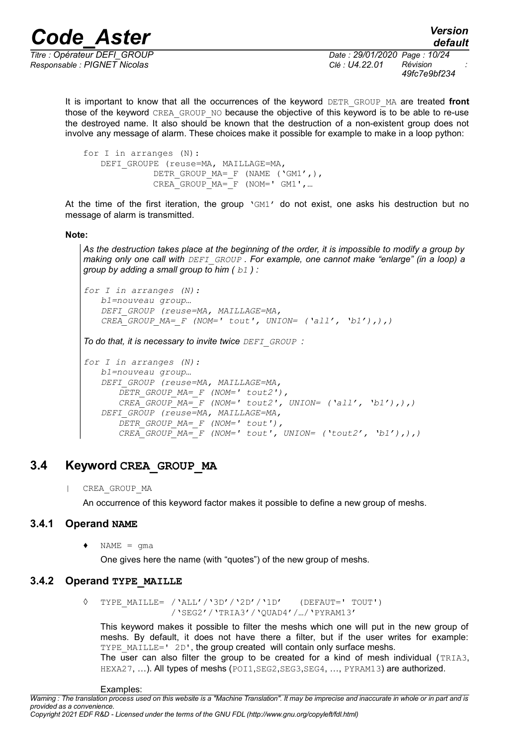It is important to know that all the occurrences of the keyword DETR_GROUP_MA are treated **front** those of the keyword CREA_GROUP_NO because the objective of this keyword is to be able to re-use the destroyed name. It also should be known that the destruction of a non-existent group does not involve any message of alarm. These choices make it possible for example to make in a loop python:

```
for I in arranges (N):
    DEFI_GROUPE (reuse=MA, MAILLAGE=MA,
              DETR_GROUP_MA=_F (NAME ('GM1',),
              CREA_GROUP_MA=_F (NOM=' GM1',…
```

At the time of the first iteration, the group 'GM1' do not exist, one asks his destruction but no message of alarm is transmitted.

**Note:**

*As the destruction takes place at the beginning of the order, it is impossible to modify a group by making only one call with DEFI_GROUP . For example, one cannot make "enlarge" (in a loop) a group by adding a small group to him ( b1 ) :*

```
for I in arranges (N):
    b1=nouveau group…
    DEFI_GROUP (reuse=MA, MAILLAGE=MA,
    CREA_GROUP_MA=_F (NOM=' tout', UNION= ('all', 'b1'),),)
```

*To do that, it is necessary to invite twice DEFI_GROUP :*

```
for I in arranges (N):
    b1=nouveau group…
    DEFI_GROUP (reuse=MA, MAILLAGE=MA,
        DETR_GROUP_MA=_F (NOM=' tout2'),
        CREA_GROUP_MA=_F (NOM=' tout2', UNION= ('all', 'b1'),),)
    DEFI_GROUP (reuse=MA, MAILLAGE=MA,
        DETR_GROUP_MA=_F (NOM=' tout'),
        CREA_GROUP_MA=_F (NOM=' tout', UNION= ('tout2', 'b1'),),)
```

## 3.4 Keyword CREA_GROUP_MA

| CREA_GROUP_MA

An occurrence of this keyword factor makes it possible to define a new group of meshs.

### 3.4.1 Operand NAME

♦ NAME = gma

One gives here the name (with "quotes") of the new group of meshs.

### 3.4.2 Operand TYPE_MAILLE

◊ TYPE_MAILLE= /'ALL'/'3D'/'2D'/'1D' (DEFAUT=' TOUT')
/'SEG2'/'TRIA3'/'QUAD4'/…/'PYRAM13'

This keyword makes it possible to filter the meshs which one will put in the new group of meshs. By default, it does not have there a filter, but if the user writes for example: TYPE_MAILLE=' 2D', the group created will contain only surface meshs.
The user can also filter the group to be created for a kind of mesh individual (TRIA3, HEXA27, …). All types of meshs (POI1,SEG2,SEG3,SEG4, …, PYRAM13) are authorized.

Examples: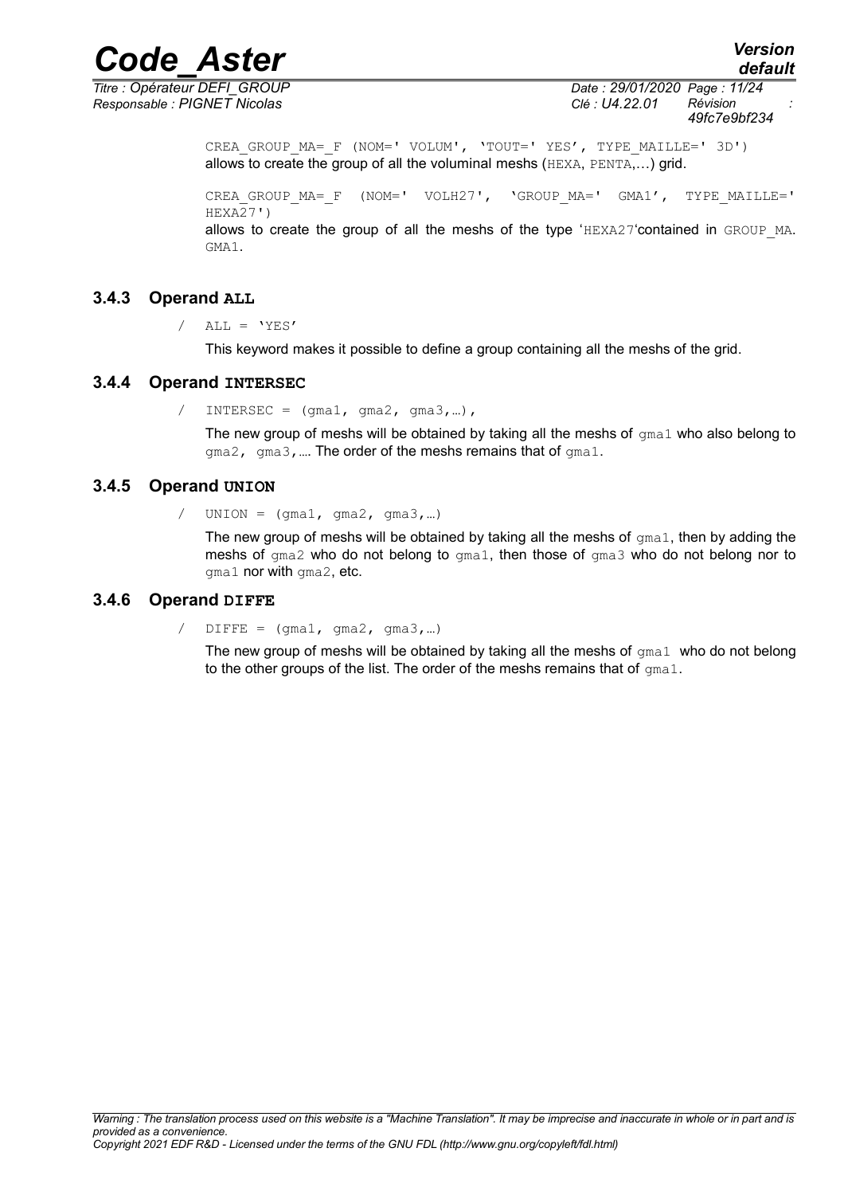```
CREA_GROUP_MA=_F (NOM=' VOLUM', 'TOUT=' YES', TYPE_MAILLE=' 3D')
```

allows to create the group of all the voluminal meshs (HEXA, PENTA,…) grid.

```
CREA_GROUP_MA=_F (NOM=' VOLH27', 'GROUP_MA=' GMA1', TYPE_MAILLE=' HEXA27')
```

allows to create the group of all the meshs of the type 'HEXA27'contained in GROUP_MA. GMA1.

### 3.4.3 Operand ALL

```
/ ALL = 'YES'
```

This keyword makes it possible to define a group containing all the meshs of the grid.

### 3.4.4 Operand INTERSEC

```
/ INTERSEC = (gma1, gma2, gma3,…),
```

The new group of meshs will be obtained by taking all the meshs of gma1 who also belong to gma2, gma3,…. The order of the meshs remains that of gma1.

### 3.4.5 Operand UNION

```
/ UNION = (gma1, gma2, gma3,…)
```

The new group of meshs will be obtained by taking all the meshs of gma1, then by adding the meshs of gma2 who do not belong to gma1, then those of gma3 who do not belong nor to gma1 nor with gma2, etc.

### 3.4.6 Operand DIFFE

```
/ DIFFE = (gma1, gma2, gma3,…)
```

The new group of meshs will be obtained by taking all the meshs of gma1 who do not belong to the other groups of the list. The order of the meshs remains that of gma1.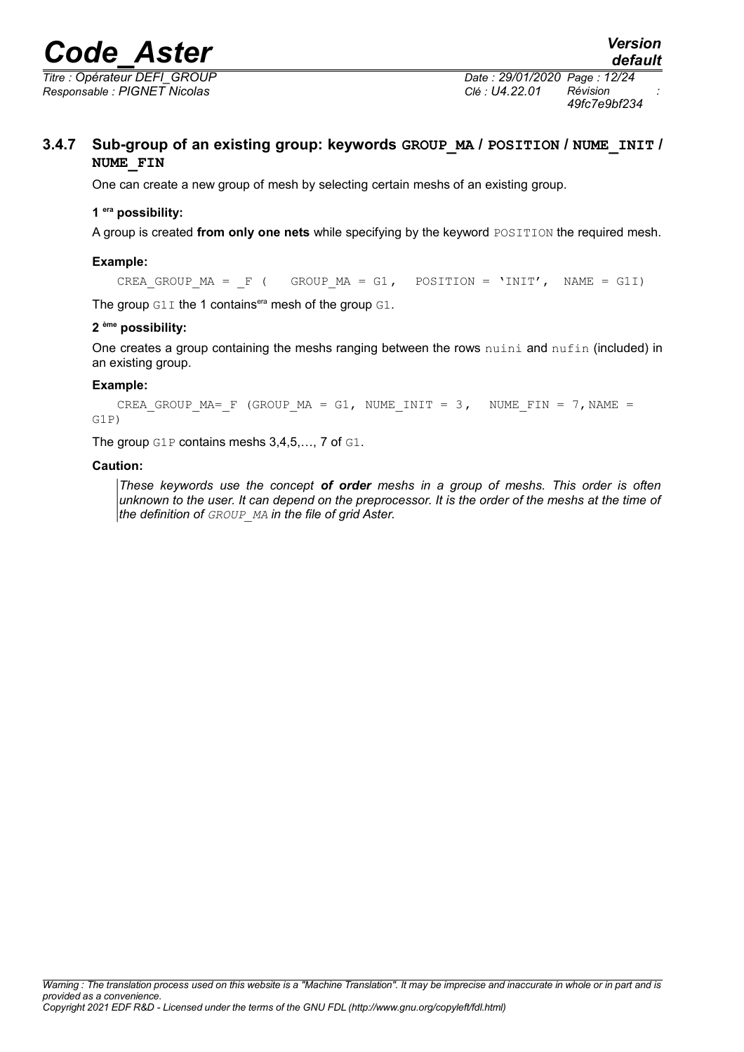### 3.4.7 Sub-group of an existing group: keywords GROUP_MA / POSITION / NUME_INIT / NUME_FIN

One can create a new group of mesh by selecting certain meshs of an existing group.

**1 era possibility:**

A group is created **from only one nets** while specifying by the keyword POSITION the required mesh.

**Example:**

```
CREA_GROUP_MA = _F (   GROUP_MA = G1,   POSITION = 'INIT',   NAME = G1I)
```

The group G1I the 1 contains[era] mesh of the group G1.

**2 ème possibility:**

One creates a group containing the meshs ranging between the rows nuini and nufin (included) in an existing group.

**Example:**

```
CREA_GROUP_MA=_F (GROUP_MA = G1, NUME_INIT = 3,   NUME_FIN = 7, NAME =
G1P)
```

The group G1P contains meshs 3,4,5,…, 7 of G1.

**Caution:**

*These keywords use the concept **of order** meshs in a group of meshs. This order is often unknown to the user. It can depend on the preprocessor. It is the order of the meshs at the time of the definition of GROUP_MA in the file of grid Aster.*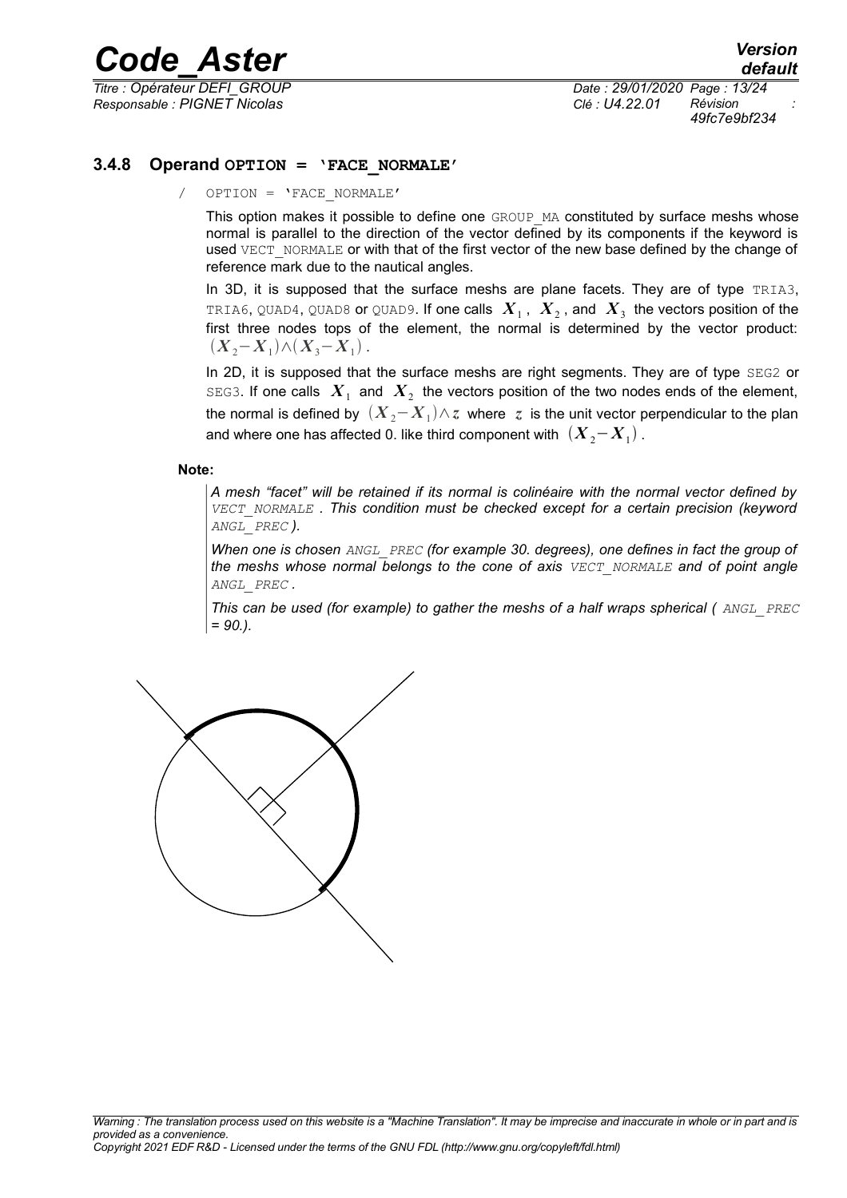### 3.4.8 Operand OPTION = 'FACE_NORMALE'

/ OPTION = 'FACE_NORMALE'

This option makes it possible to define one GROUP_MA constituted by surface meshs whose normal is parallel to the direction of the vector defined by its components if the keyword is used VECT_NORMALE or with that of the first vector of the new base defined by the change of reference mark due to the nautical angles.

In 3D, it is supposed that the surface meshs are plane facets. They are of type TRIA3, TRIA6, QUAD4, QUAD8 or QUAD9. If one calls $X_1$, $X_2$, and $X_3$ the vectors position of the first three nodes tops of the element, the normal is determined by the vector product: $(X_2 - X_1) \wedge (X_3 - X_1)$.

In 2D, it is supposed that the surface meshs are right segments. They are of type SEG2 or SEG3. If one calls $X_1$ and $X_2$ the vectors position of the two nodes ends of the element, the normal is defined by $(X_2 - X_1) \wedge z$ where $z$ is the unit vector perpendicular to the plan and where one has affected 0. like third component with $(X_2 - X_1)$.

**Note:**

*A mesh "facet" will be retained if its normal is colinéaire with the normal vector defined by VECT_NORMALE . This condition must be checked except for a certain precision (keyword ANGL_PREC ).*

*When one is chosen ANGL_PREC (for example 30. degrees), one defines in fact the group of the meshs whose normal belongs to the cone of axis VECT_NORMALE and of point angle ANGL_PREC .*

*This can be used (for example) to gather the meshs of a half wraps spherical ( ANGL_PREC = 90.).*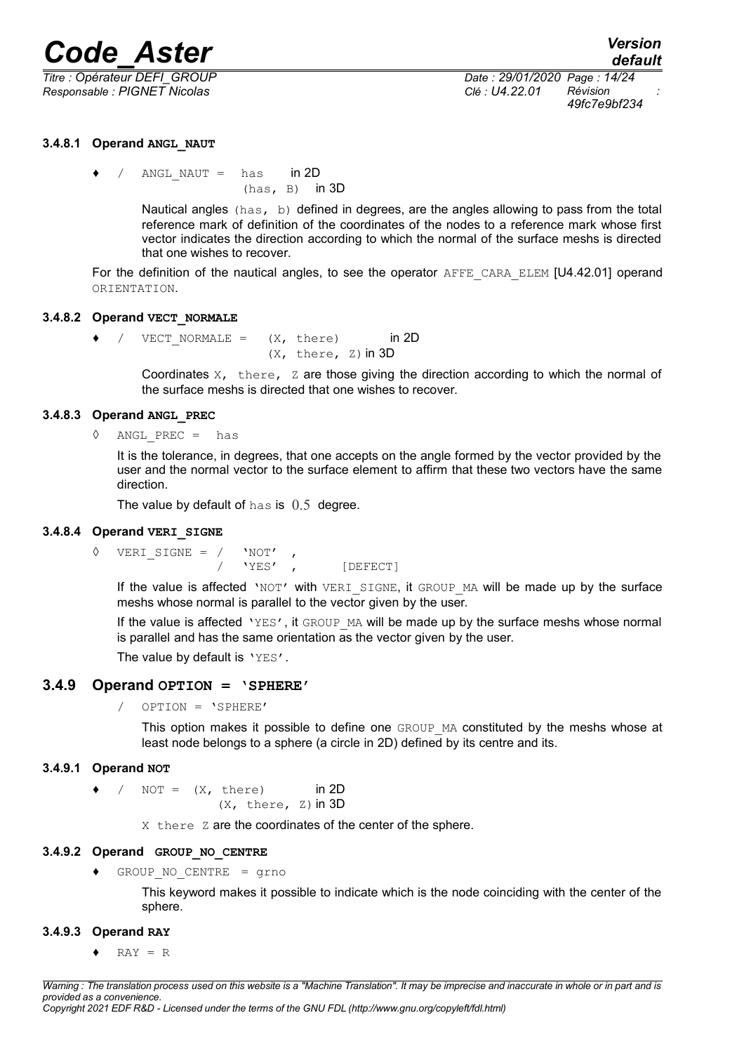#### 3.4.8.1 Operand ANGL_NAUT

♦ / `ANGL_NAUT = has` in 2D
`(has, B)` in 3D

Nautical angles `(has, b)` defined in degrees, are the angles allowing to pass from the total reference mark of definition of the coordinates of the nodes to a reference mark whose first vector indicates the direction according to which the normal of the surface meshs is directed that one wishes to recover.

For the definition of the nautical angles, to see the operator `AFFE_CARA_ELEM` [U4.42.01] operand `ORIENTATION`.

#### 3.4.8.2 Operand VECT_NORMALE

♦ / `VECT_NORMALE = (X, there)` in 2D
`(X, there, Z)` in 3D

Coordinates `X, there, Z` are those giving the direction according to which the normal of the surface meshs is directed that one wishes to recover.

#### 3.4.8.3 Operand ANGL_PREC

◊ `ANGL_PREC = has`

It is the tolerance, in degrees, that one accepts on the angle formed by the vector provided by the user and the normal vector to the surface element to affirm that these two vectors have the same direction.

The value by default of `has` is $0.5$ degree.

#### 3.4.8.4 Operand VERI_SIGNE

◊ `VERI_SIGNE = / 'NOT' ,`
`/ 'YES' ,` [DEFECT]

If the value is affected `'NOT'` with `VERI_SIGNE`, it `GROUP_MA` will be made up by the surface meshs whose normal is parallel to the vector given by the user.

If the value is affected `'YES'`, it `GROUP_MA` will be made up by the surface meshs whose normal is parallel and has the same orientation as the vector given by the user.

The value by default is `'YES'`.

### 3.4.9 Operand OPTION = 'SPHERE'

/ `OPTION = 'SPHERE'`

This option makes it possible to define one `GROUP_MA` constituted by the meshs whose at least node belongs to a sphere (a circle in 2D) defined by its centre and its.

#### 3.4.9.1 Operand NOT

♦ / `NOT = (X, there)` in 2D
`(X, there, Z)` in 3D

`X there Z` are the coordinates of the center of the sphere.

#### 3.4.9.2 Operand GROUP_NO_CENTRE

♦ `GROUP_NO_CENTRE = grno`

This keyword makes it possible to indicate which is the node coinciding with the center of the sphere.

#### 3.4.9.3 Operand RAY

♦ `RAY = R`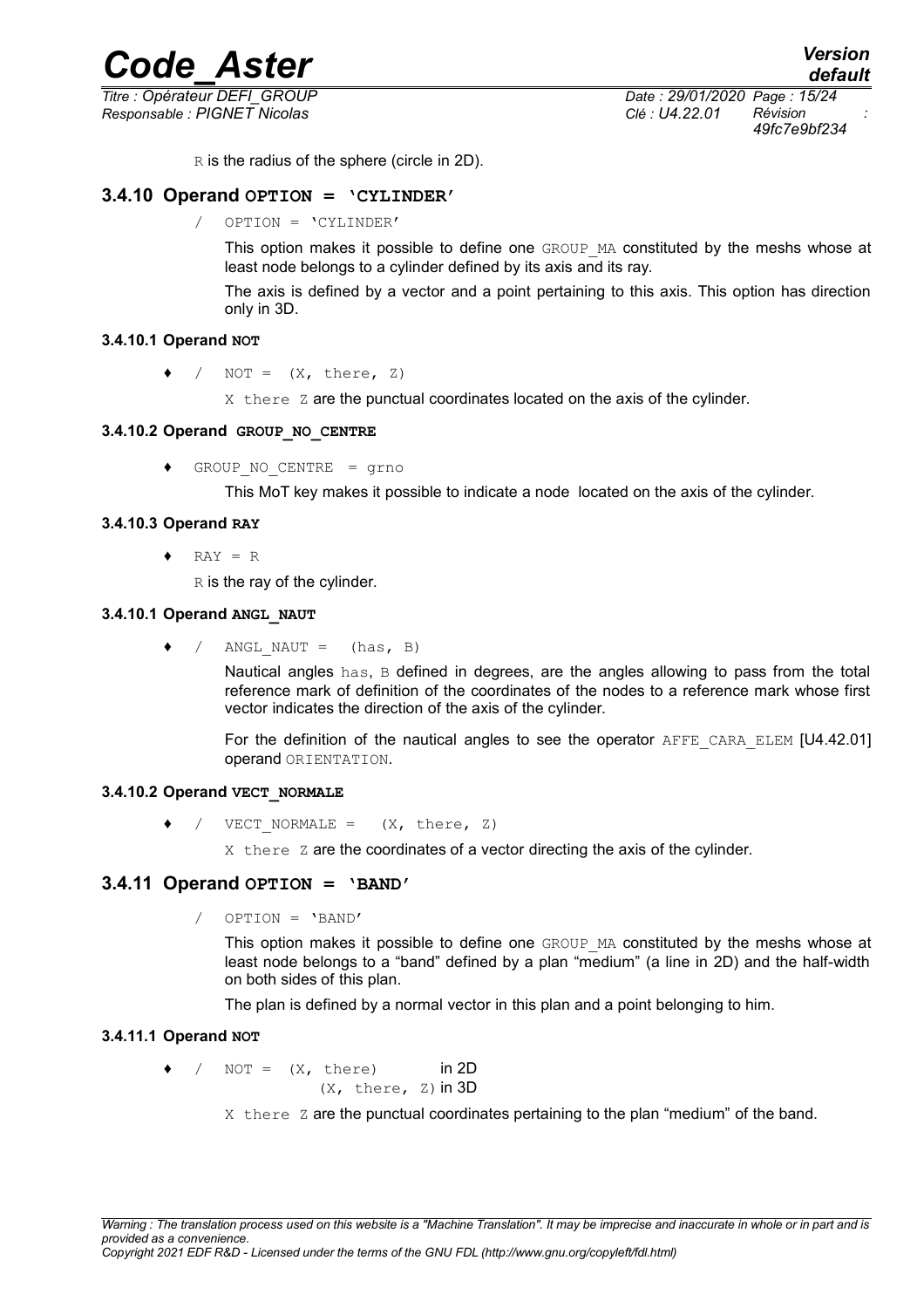R is the radius of the sphere (circle in 2D).

### 3.4.10 Operand OPTION = 'CYLINDER'

/ OPTION = 'CYLINDER'

This option makes it possible to define one GROUP_MA constituted by the meshs whose at least node belongs to a cylinder defined by its axis and its ray.

The axis is defined by a vector and a point pertaining to this axis. This option has direction only in 3D.

#### 3.4.10.1 Operand NOT

♦ / NOT = (X, there, Z)

X there Z are the punctual coordinates located on the axis of the cylinder.

#### 3.4.10.2 Operand GROUP_NO_CENTRE

♦ GROUP_NO_CENTRE = grno

This MoT key makes it possible to indicate a node located on the axis of the cylinder.

#### 3.4.10.3 Operand RAY

♦ RAY = R

R is the ray of the cylinder.

#### 3.4.10.1 Operand ANGL_NAUT

♦ / ANGL_NAUT = (has, B)

Nautical angles has, B defined in degrees, are the angles allowing to pass from the total reference mark of definition of the coordinates of the nodes to a reference mark whose first vector indicates the direction of the axis of the cylinder.

For the definition of the nautical angles to see the operator AFFE_CARA_ELEM [U4.42.01] operand ORIENTATION.

#### 3.4.10.2 Operand VECT_NORMALE

♦ / VECT_NORMALE = (X, there, Z)

X there Z are the coordinates of a vector directing the axis of the cylinder.

### 3.4.11 Operand OPTION = 'BAND'

/ OPTION = 'BAND'

This option makes it possible to define one GROUP_MA constituted by the meshs whose at least node belongs to a "band" defined by a plan "medium" (a line in 2D) and the half-width on both sides of this plan.

The plan is defined by a normal vector in this plan and a point belonging to him.

#### 3.4.11.1 Operand NOT

♦ / NOT = (X, there) in 2D
(X, there, Z) in 3D

X there Z are the punctual coordinates pertaining to the plan "medium" of the band.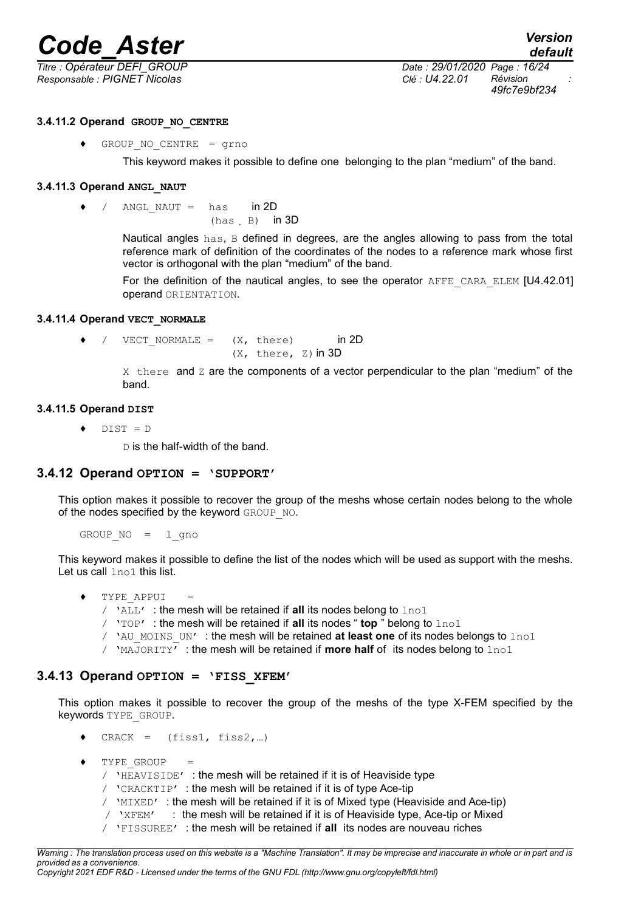#### 3.4.11.2 Operand GROUP_NO_CENTRE

♦ `GROUP_NO_CENTRE = grno`

This keyword makes it possible to define one belonging to the plan "medium" of the band.

#### 3.4.11.3 Operand ANGL_NAUT

♦ / `ANGL_NAUT = has` in 2D
`(has , B)` in 3D

Nautical angles `has`, `B` defined in degrees, are the angles allowing to pass from the total reference mark of definition of the coordinates of the nodes to a reference mark whose first vector is orthogonal with the plan "medium" of the band.

For the definition of the nautical angles, to see the operator `AFFE_CARA_ELEM` [U4.42.01] operand `ORIENTATION`.

#### 3.4.11.4 Operand VECT_NORMALE

♦ / `VECT_NORMALE = (X, there)` in 2D
`(X, there, Z)` in 3D

`X there` and `Z` are the components of a vector perpendicular to the plan "medium" of the band.

#### 3.4.11.5 Operand DIST

♦ `DIST = D`

`D` is the half-width of the band.

### 3.4.12 Operand OPTION = 'SUPPORT'

This option makes it possible to recover the group of the meshs whose certain nodes belong to the whole of the nodes specified by the keyword `GROUP_NO`.

```
GROUP_NO = l_gno
```

This keyword makes it possible to define the list of the nodes which will be used as support with the meshs. Let us call `lno1` this list.

♦ `TYPE_APPUI =`
- / `'ALL'` : the mesh will be retained if **all** its nodes belong to `lno1`
- / `'TOP'` : the mesh will be retained if **all** its nodes " **top** " belong to `lno1`
- / `'AU_MOINS_UN'` : the mesh will be retained **at least one** of its nodes belongs to `lno1`
- / `'MAJORITY'` : the mesh will be retained if **more half** of its nodes belong to `lno1`

### 3.4.13 Operand OPTION = 'FISS_XFEM'

This option makes it possible to recover the group of the meshs of the type X-FEM specified by the keywords `TYPE_GROUP`.

♦ `CRACK = (fiss1, fiss2,…)`

♦ `TYPE_GROUP =`
- / `'HEAVISIDE'` : the mesh will be retained if it is of Heaviside type
- / `'CRACKTIP'` : the mesh will be retained if it is of type Ace-tip
- / `'MIXED'` : the mesh will be retained if it is of Mixed type (Heaviside and Ace-tip)
- / `'XFEM'` : the mesh will be retained if it is of Heaviside type, Ace-tip or Mixed
- / `'FISSUREE'` : the mesh will be retained if **all** its nodes are nouveau riches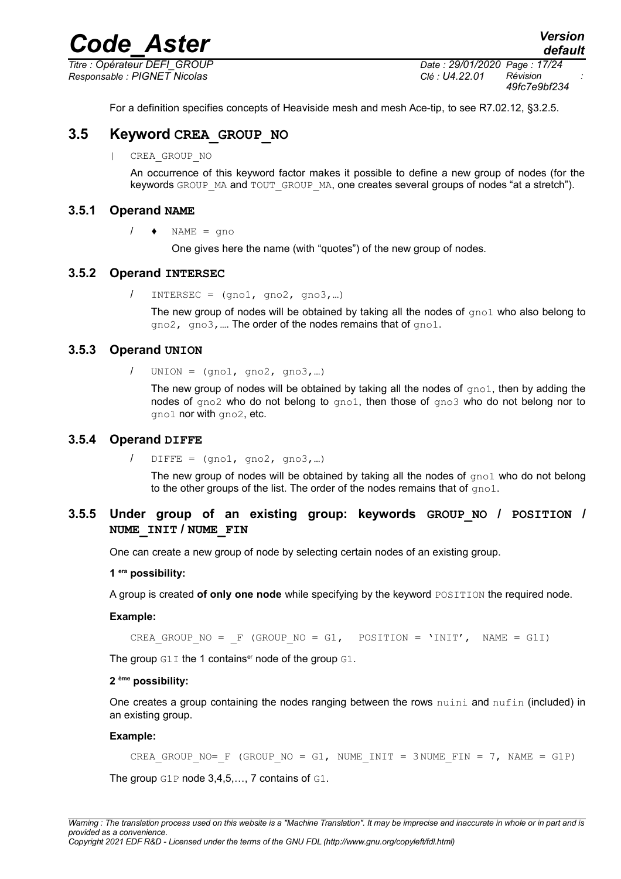For a definition specifies concepts of Heaviside mesh and mesh Ace-tip, to see R7.02.12, §3.2.5.

## 3.5 Keyword CREA_GROUP_NO

| CREA_GROUP_NO

An occurrence of this keyword factor makes it possible to define a new group of nodes (for the keywords GROUP_MA and TOUT_GROUP_MA, one creates several groups of nodes "at a stretch").

### 3.5.1 Operand NAME

/ ♦ NAME = gno

One gives here the name (with "quotes") of the new group of nodes.

### 3.5.2 Operand INTERSEC

/ INTERSEC = (gno1, gno2, gno3,…)

The new group of nodes will be obtained by taking all the nodes of gno1 who also belong to gno2, gno3,…. The order of the nodes remains that of gno1.

### 3.5.3 Operand UNION

/ UNION = (gno1, gno2, gno3,…)

The new group of nodes will be obtained by taking all the nodes of gno1, then by adding the nodes of gno2 who do not belong to gno1, then those of gno3 who do not belong nor to gno1 nor with gno2, etc.

### 3.5.4 Operand DIFFE

/ DIFFE = (gno1, gno2, gno3,…)

The new group of nodes will be obtained by taking all the nodes of gno1 who do not belong to the other groups of the list. The order of the nodes remains that of gno1.

### 3.5.5 Under group of an existing group: keywords GROUP_NO / POSITION / NUME_INIT / NUME_FIN

One can create a new group of node by selecting certain nodes of an existing group.

**1 era possibility:**

A group is created **of only one node** while specifying by the keyword POSITION the required node.

**Example:**

```
CREA_GROUP_NO = _F (GROUP_NO = G1,   POSITION = 'INIT',  NAME = G1I)
```

The group G1I the 1 contains er node of the group G1.

**2 ème possibility:**

One creates a group containing the nodes ranging between the rows nuini and nufin (included) in an existing group.

**Example:**

```
CREA_GROUP_NO=_F (GROUP_NO = G1, NUME_INIT = 3 NUME_FIN = 7, NAME = G1P)
```

The group G1P node 3,4,5,…, 7 contains of G1.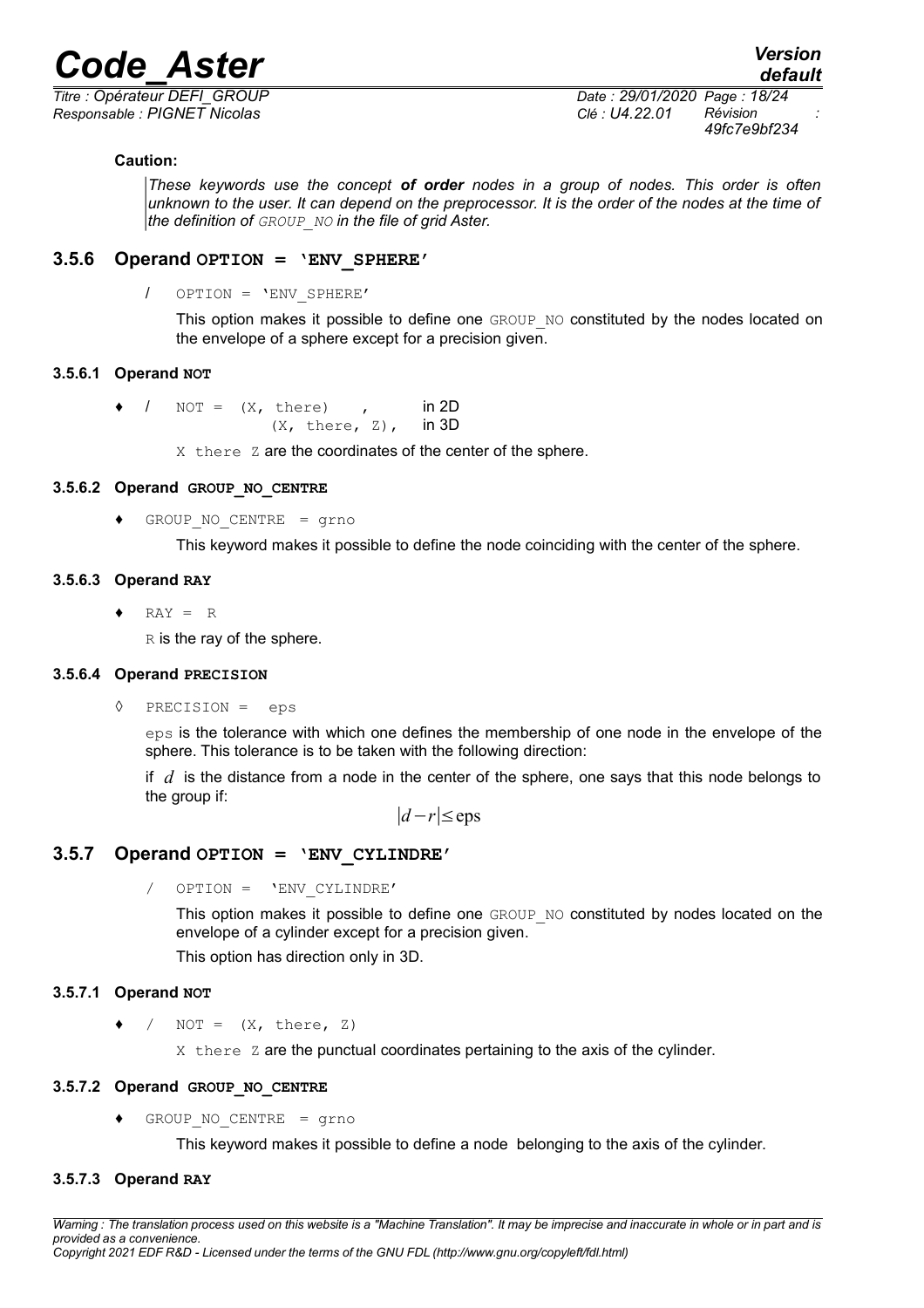**Caution:**

*These keywords use the concept **of order** nodes in a group of nodes. This order is often unknown to the user. It can depend on the preprocessor. It is the order of the nodes at the time of the definition of `GROUP_NO` in the file of grid Aster.*

### 3.5.6 Operand `OPTION = 'ENV_SPHERE'`

/ `OPTION = 'ENV_SPHERE'`

This option makes it possible to define one `GROUP_NO` constituted by the nodes located on the envelope of a sphere except for a precision given.

#### 3.5.6.1 Operand `NOT`

♦ / `NOT = (X, there)` , in 2D
`(X, there, Z)`, in 3D

`X there Z` are the coordinates of the center of the sphere.

#### 3.5.6.2 Operand `GROUP_NO_CENTRE`

♦ `GROUP_NO_CENTRE = grno`

This keyword makes it possible to define the node coinciding with the center of the sphere.

#### 3.5.6.3 Operand `RAY`

♦ `RAY = R`

`R` is the ray of the sphere.

#### 3.5.6.4 Operand `PRECISION`

◊ `PRECISION = eps`

`eps` is the tolerance with which one defines the membership of one node in the envelope of the sphere. This tolerance is to be taken with the following direction:

if $d$ is the distance from a node in the center of the sphere, one says that this node belongs to the group if:

$$|d-r| \leq \text{eps}$$

### 3.5.7 Operand `OPTION = 'ENV_CYLINDRE'`

/ `OPTION = 'ENV_CYLINDRE'`

This option makes it possible to define one `GROUP_NO` constituted by nodes located on the envelope of a cylinder except for a precision given.

This option has direction only in 3D.

#### 3.5.7.1 Operand `NOT`

♦ / `NOT = (X, there, Z)`

`X there Z` are the punctual coordinates pertaining to the axis of the cylinder.

#### 3.5.7.2 Operand `GROUP_NO_CENTRE`

♦ `GROUP_NO_CENTRE = grno`

This keyword makes it possible to define a node belonging to the axis of the cylinder.

#### 3.5.7.3 Operand `RAY`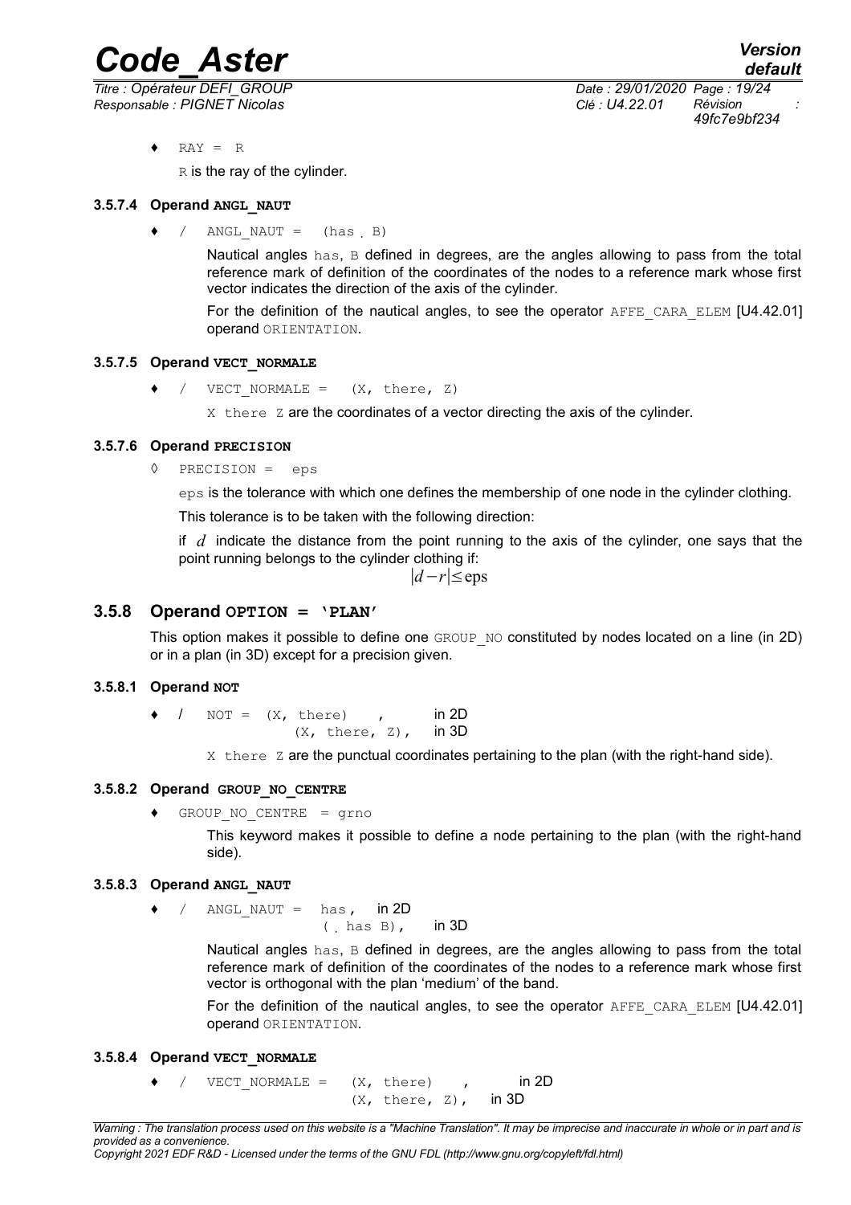♦ RAY = R

R is the ray of the cylinder.

#### 3.5.7.4 Operand ANGL_NAUT

♦ / ANGL_NAUT = (has , B)

Nautical angles has, B defined in degrees, are the angles allowing to pass from the total reference mark of definition of the coordinates of the nodes to a reference mark whose first vector indicates the direction of the axis of the cylinder.

For the definition of the nautical angles, to see the operator AFFE_CARA_ELEM [U4.42.01] operand ORIENTATION.

#### 3.5.7.5 Operand VECT_NORMALE

♦ / VECT_NORMALE = (X, there, Z)

X there Z are the coordinates of a vector directing the axis of the cylinder.

#### 3.5.7.6 Operand PRECISION

◊ PRECISION = eps

eps is the tolerance with which one defines the membership of one node in the cylinder clothing.

This tolerance is to be taken with the following direction:

if $d$ indicate the distance from the point running to the axis of the cylinder, one says that the point running belongs to the cylinder clothing if:

$$|d-r|\leq \text{eps}$$

### 3.5.8 Operand OPTION = 'PLAN'

This option makes it possible to define one GROUP_NO constituted by nodes located on a line (in 2D) or in a plan (in 3D) except for a precision given.

#### 3.5.8.1 Operand NOT

♦ / NOT = (X, there) , in 2D
(X, there, Z), in 3D

X there Z are the punctual coordinates pertaining to the plan (with the right-hand side).

#### 3.5.8.2 Operand GROUP_NO_CENTRE

♦ GROUP_NO_CENTRE = grno

This keyword makes it possible to define a node pertaining to the plan (with the right-hand side).

#### 3.5.8.3 Operand ANGL_NAUT

♦ / ANGL_NAUT = has , in 2D
( , has B), in 3D

Nautical angles has, B defined in degrees, are the angles allowing to pass from the total reference mark of definition of the coordinates of the nodes to a reference mark whose first vector is orthogonal with the plan 'medium' of the band.

For the definition of the nautical angles, to see the operator AFFE_CARA_ELEM [U4.42.01] operand ORIENTATION.

#### 3.5.8.4 Operand VECT_NORMALE

♦ / VECT_NORMALE = (X, there) , in 2D
(X, there, Z), in 3D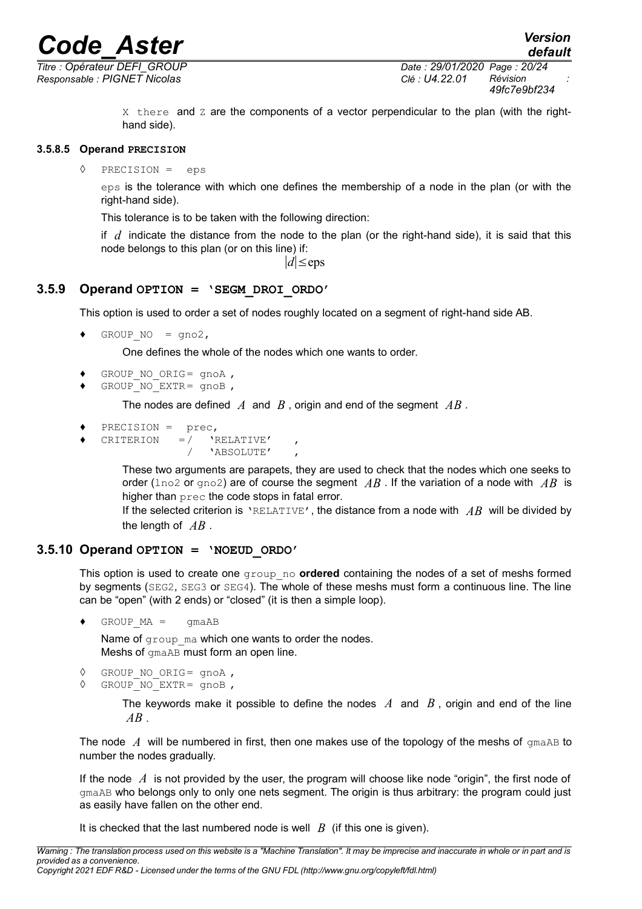X there and Z are the components of a vector perpendicular to the plan (with the right-hand side).

#### 3.5.8.5 Operand PRECISION

◊ `PRECISION = eps`

`eps` is the tolerance with which one defines the membership of a node in the plan (or with the right-hand side).

This tolerance is to be taken with the following direction:

if $d$ indicate the distance from the node to the plan (or the right-hand side), it is said that this node belongs to this plan (or on this line) if:

$$|d| \leq \text{eps}$$

### 3.5.9 Operand OPTION = 'SEGM_DROI_ORDO'

This option is used to order a set of nodes roughly located on a segment of right-hand side AB.

♦ `GROUP_NO = gno2,`

One defines the whole of the nodes which one wants to order.

♦ `GROUP_NO_ORIG= gnoA ,`
♦ `GROUP_NO_EXTR= gnoB ,`

The nodes are defined $A$ and $B$, origin and end of the segment $AB$.

♦ `PRECISION = prec,`
♦ `CRITERION =/ 'RELATIVE' ,`
`/ 'ABSOLUTE' ,`

These two arguments are parapets, they are used to check that the nodes which one seeks to order (`lno2` or `gno2`) are of course the segment $AB$. If the variation of a node with $AB$ is higher than `prec` the code stops in fatal error.

If the selected criterion is `'RELATIVE'`, the distance from a node with $AB$ will be divided by the length of $AB$.

### 3.5.10 Operand OPTION = 'NOEUD_ORDO'

This option is used to create one `group_no` **ordered** containing the nodes of a set of meshs formed by segments (`SEG2`, `SEG3` or `SEG4`). The whole of these meshs must form a continuous line. The line can be "open" (with 2 ends) or "closed" (it is then a simple loop).

♦ `GROUP_MA = gmaAB`

Name of `group_ma` which one wants to order the nodes.
Meshs of `gmaAB` must form an open line.

◊ `GROUP_NO_ORIG= gnoA ,`
◊ `GROUP_NO_EXTR= gnoB ,`

The keywords make it possible to define the nodes $A$ and $B$, origin and end of the line $AB$.

The node $A$ will be numbered in first, then one makes use of the topology of the meshs of `gmaAB` to number the nodes gradually.

If the node $A$ is not provided by the user, the program will choose like node "origin", the first node of `gmaAB` who belongs only to only one nets segment. The origin is thus arbitrary: the program could just as easily have fallen on the other end.

It is checked that the last numbered node is well $B$ (if this one is given).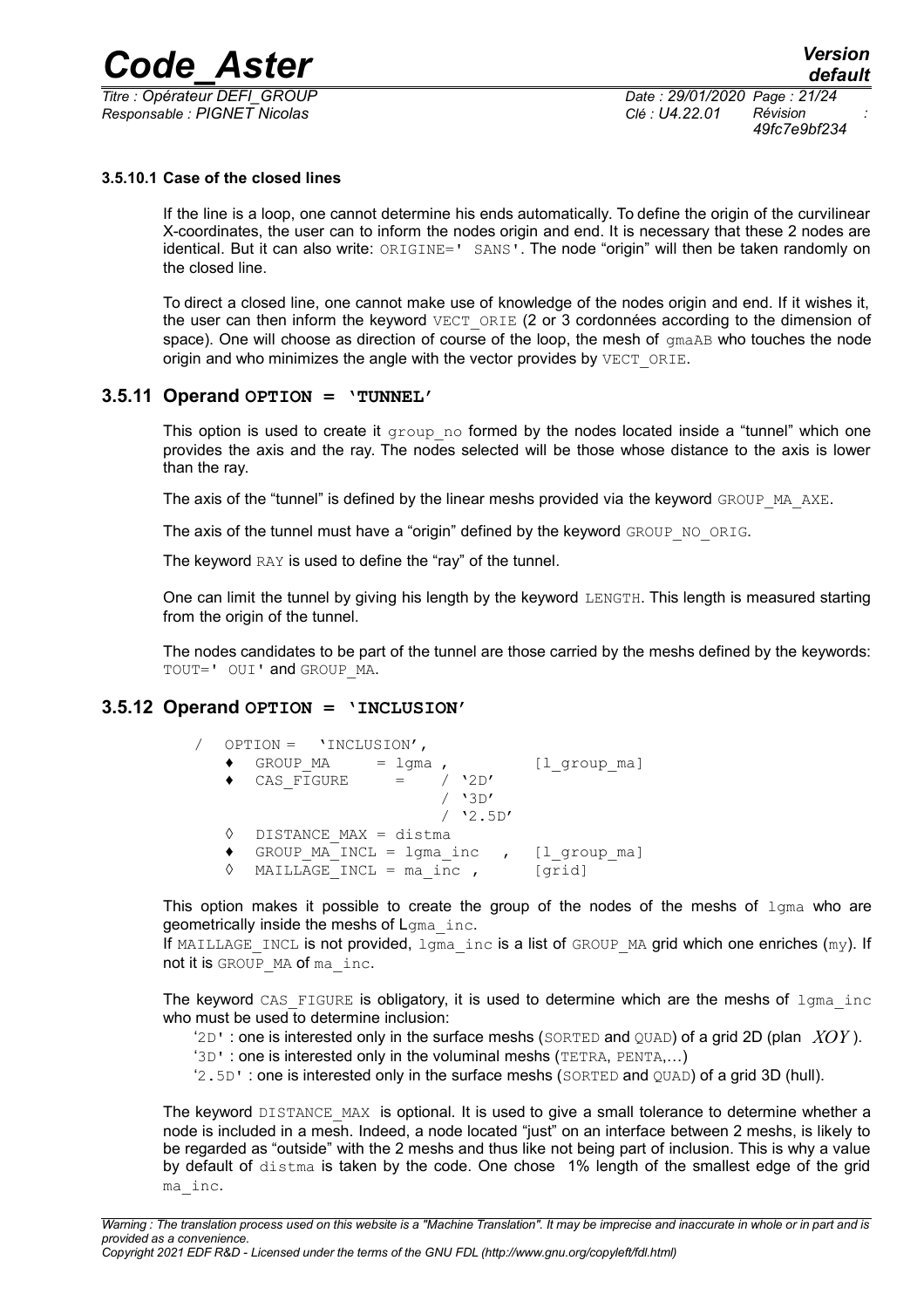#### 3.5.10.1 Case of the closed lines

If the line is a loop, one cannot determine his ends automatically. To define the origin of the curvilinear X-coordinates, the user can to inform the nodes origin and end. It is necessary that these 2 nodes are identical. But it can also write: `ORIGINE=' SANS'`. The node "origin" will then be taken randomly on the closed line.

To direct a closed line, one cannot make use of knowledge of the nodes origin and end. If it wishes it, the user can then inform the keyword `VECT_ORIE` (2 or 3 cordonnées according to the dimension of space). One will choose as direction of course of the loop, the mesh of `gmaAB` who touches the node origin and who minimizes the angle with the vector provides by `VECT_ORIE`.

### 3.5.11 Operand OPTION = 'TUNNEL'

This option is used to create it `group_no` formed by the nodes located inside a "tunnel" which one provides the axis and the ray. The nodes selected will be those whose distance to the axis is lower than the ray.

The axis of the "tunnel" is defined by the linear meshs provided via the keyword `GROUP_MA_AXE`.

The axis of the tunnel must have a "origin" defined by the keyword `GROUP_NO_ORIG`.

The keyword `RAY` is used to define the "ray" of the tunnel.

One can limit the tunnel by giving his length by the keyword `LENGTH`. This length is measured starting from the origin of the tunnel.

The nodes candidates to be part of the tunnel are those carried by the meshs defined by the keywords: `TOUT=' OUI'` and `GROUP_MA`.

### 3.5.12 Operand OPTION = 'INCLUSION'

```
/  OPTION =  'INCLUSION',
   ♦  GROUP_MA       = lgma ,          [l_group_ma]
   ♦  CAS_FIGURE     =    / '2D'
                          / '3D'
                          / '2.5D'
   ◊  DISTANCE_MAX = distma
   ♦  GROUP_MA_INCL = lgma_inc   ,  [l_group_ma]
   ◊  MAILLAGE_INCL = ma_inc ,      [grid]
```

This option makes it possible to create the group of the nodes of the meshs of `lgma` who are geometrically inside the meshs of L`gma_inc`.
If `MAILLAGE_INCL` is not provided, `lgma_inc` is a list of `GROUP_MA` grid which one enriches (`my`). If not it is `GROUP_MA` of `ma_inc`.

The keyword `CAS_FIGURE` is obligatory, it is used to determine which are the meshs of `lgma_inc` who must be used to determine inclusion:

'`2D`' : one is interested only in the surface meshs (`SORTED` and `QUAD`) of a grid 2D (plan $XOY$).
'`3D`' : one is interested only in the voluminal meshs (`TETRA`, `PENTA`,…)
'`2.5D`' : one is interested only in the surface meshs (`SORTED` and `QUAD`) of a grid 3D (hull).

The keyword `DISTANCE_MAX` is optional. It is used to give a small tolerance to determine whether a node is included in a mesh. Indeed, a node located "just" on an interface between 2 meshs, is likely to be regarded as "outside" with the 2 meshs and thus like not being part of inclusion. This is why a value by default of `distma` is taken by the code. One chose 1% length of the smallest edge of the grid `ma_inc`.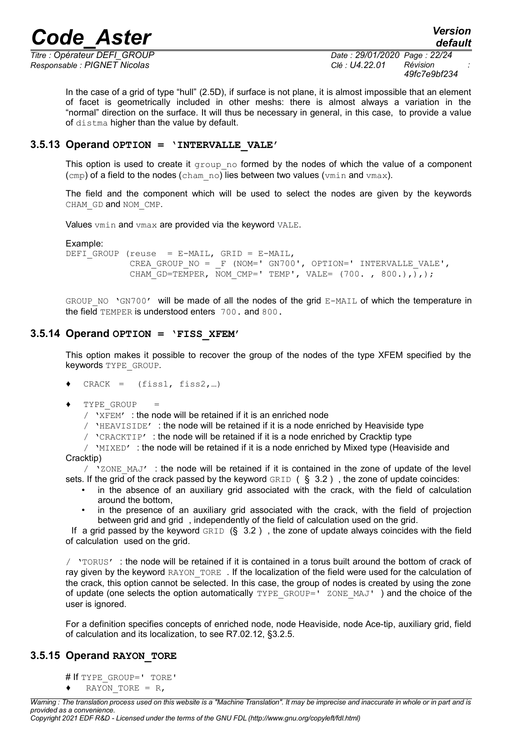In the case of a grid of type "hull" (2.5D), if surface is not plane, it is almost impossible that an element of facet is geometrically included in other meshs: there is almost always a variation in the "normal" direction on the surface. It will thus be necessary in general, in this case, to provide a value of `distma` higher than the value by default.

### 3.5.13 Operand OPTION = 'INTERVALLE_VALE'

This option is used to create it `group_no` formed by the nodes of which the value of a component (`cmp`) of a field to the nodes (`cham_no`) lies between two values (`vmin` and `vmax`).

The field and the component which will be used to select the nodes are given by the keywords `CHAM_GD` and `NOM_CMP`.

Values `vmin` and `vmax` are provided via the keyword `VALE`.

Example:

```
DEFI_GROUP (reuse  = E-MAIL, GRID = E-MAIL,
            CREA_GROUP_NO = _F (NOM=' GN700', OPTION=' INTERVALLE_VALE',
            CHAM_GD=TEMPER, NOM_CMP=' TEMP', VALE= (700. , 800.),),);
```

`GROUP_NO 'GN700'` will be made of all the nodes of the grid `E-MAIL` of which the temperature in the field `TEMPER` is understood enters `700.` and `800.`

### 3.5.14 Operand OPTION = 'FISS_XFEM'

This option makes it possible to recover the group of the nodes of the type XFEM specified by the keywords `TYPE_GROUP`.

- ♦ `CRACK = (fiss1, fiss2,…)`
- ♦ `TYPE_GROUP =`
  - / `'XFEM'` : the node will be retained if it is an enriched node
  - / `'HEAVISIDE'` : the node will be retained if it is a node enriched by Heaviside type
  - / `'CRACKTIP'` : the node will be retained if it is a node enriched by Cracktip type
  - / `'MIXED'` : the node will be retained if it is a node enriched by Mixed type (Heaviside and Cracktip)
  - / `'ZONE_MAJ'` : the node will be retained if it is contained in the zone of update of the level sets. If the grid of the crack passed by the keyword `GRID` ( § 3.2 ) , the zone of update coincides:
    - in the absence of an auxiliary grid associated with the crack, with the field of calculation around the bottom,
    - in the presence of an auxiliary grid associated with the crack, with the field of projection between grid and grid , independently of the field of calculation used on the grid.

    If a grid passed by the keyword `GRID` (§ 3.2 ) , the zone of update always coincides with the field of calculation used on the grid.

  - / `'TORUS'` : the node will be retained if it is contained in a torus built around the bottom of crack of ray given by the keyword `RAYON_TORE` . If the localization of the field were used for the calculation of the crack, this option cannot be selected. In this case, the group of nodes is created by using the zone of update (one selects the option automatically `TYPE_GROUP=' ZONE_MAJ'` ) and the choice of the user is ignored.

For a definition specifies concepts of enriched node, node Heaviside, node Ace-tip, auxiliary grid, field of calculation and its localization, to see R7.02.12, §3.2.5.

### 3.5.15 Operand RAYON_TORE

# If `TYPE_GROUP=' TORE'`

- ♦ `RAYON_TORE = R,`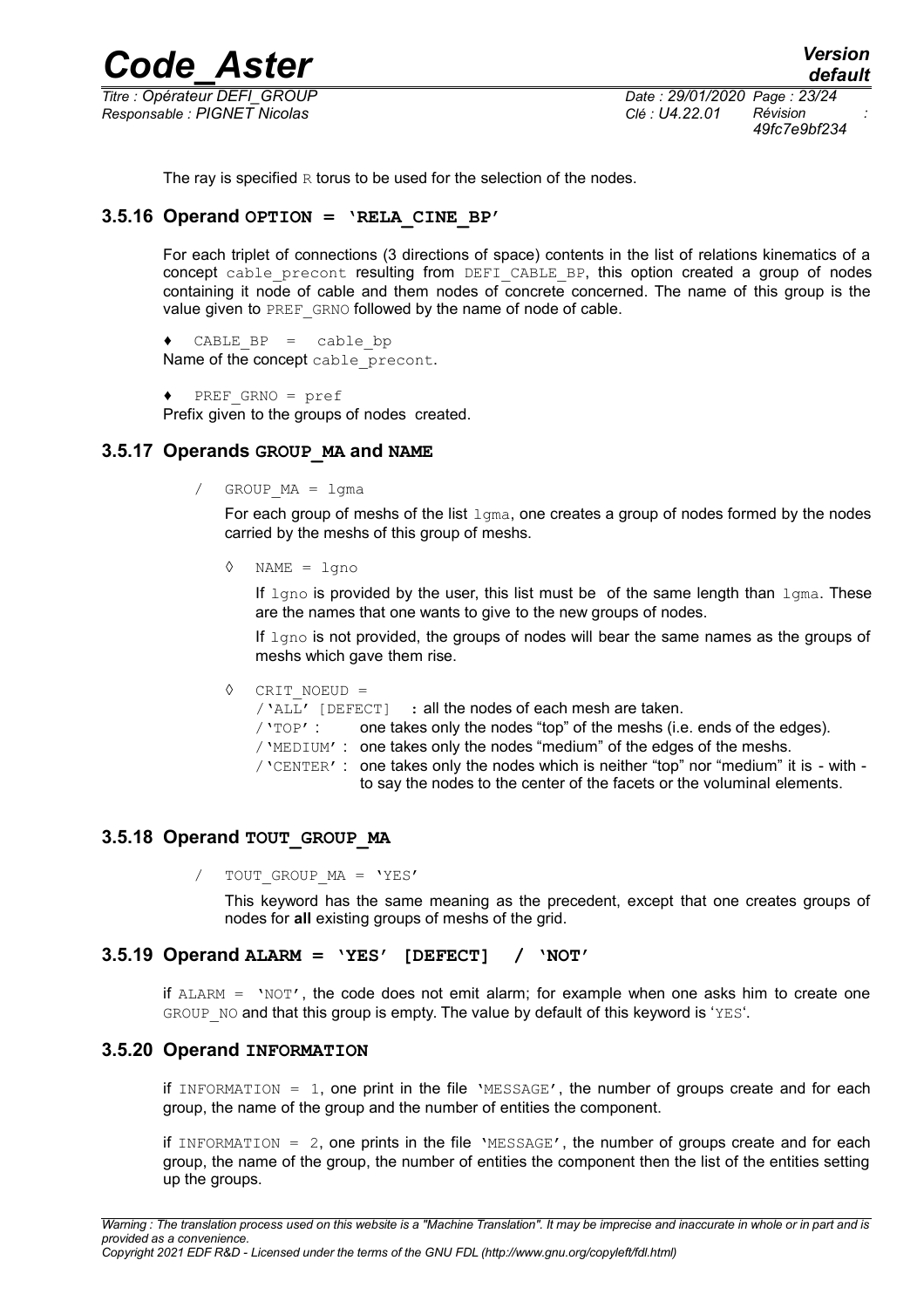The ray is specified R torus to be used for the selection of the nodes.

### 3.5.16 Operand OPTION = 'RELA_CINE_BP'

For each triplet of connections (3 directions of space) contents in the list of relations kinematics of a concept cable_precont resulting from DEFI_CABLE_BP, this option created a group of nodes containing it node of cable and them nodes of concrete concerned. The name of this group is the value given to PREF_GRNO followed by the name of node of cable.

♦ CABLE_BP = cable_bp
Name of the concept cable_precont.

♦ PREF_GRNO = pref
Prefix given to the groups of nodes created.

### 3.5.17 Operands GROUP_MA and NAME

/ GROUP_MA = lgma

For each group of meshs of the list lgma, one creates a group of nodes formed by the nodes carried by the meshs of this group of meshs.

◊ NAME = lgno

If lgno is provided by the user, this list must be of the same length than lgma. These are the names that one wants to give to the new groups of nodes.

If lgno is not provided, the groups of nodes will bear the same names as the groups of meshs which gave them rise.

◊ CRIT_NOEUD =
/'ALL' [DEFECT] : all the nodes of each mesh are taken.
/'TOP' : one takes only the nodes "top" of the meshs (i.e. ends of the edges).
/'MEDIUM' : one takes only the nodes "medium" of the edges of the meshs.
/'CENTER' : one takes only the nodes which is neither "top" nor "medium" it is - with - to say the nodes to the center of the facets or the voluminal elements.

### 3.5.18 Operand TOUT_GROUP_MA

/ TOUT_GROUP_MA = 'YES'

This keyword has the same meaning as the precedent, except that one creates groups of nodes for **all** existing groups of meshs of the grid.

### 3.5.19 Operand ALARM = 'YES' [DEFECT] / 'NOT'

if ALARM = 'NOT', the code does not emit alarm; for example when one asks him to create one GROUP_NO and that this group is empty. The value by default of this keyword is 'YES'.

### 3.5.20 Operand INFORMATION

if INFORMATION = 1, one print in the file 'MESSAGE', the number of groups create and for each group, the name of the group and the number of entities the component.

if INFORMATION = 2, one prints in the file 'MESSAGE', the number of groups create and for each group, the name of the group, the number of entities the component then the list of the entities setting up the groups.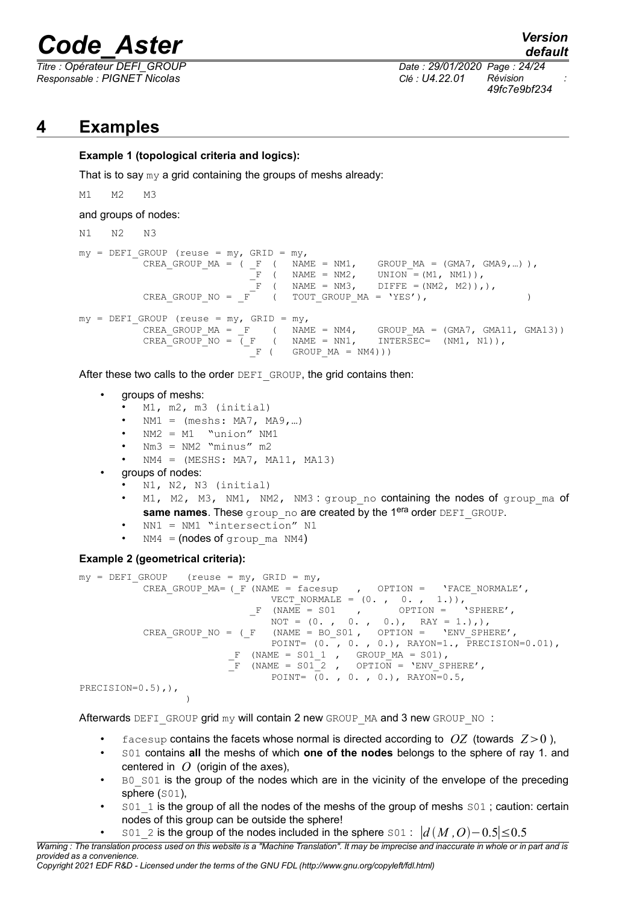# 4 Examples

**Example 1 (topological criteria and logics):**

That is to say my a grid containing the groups of meshs already:

M1 M2 M3

and groups of nodes:

N1 N2 N3

```
my = DEFI_GROUP (reuse = my, GRID = my,
          CREA_GROUP_MA = ( _F  (   NAME = NM1,    GROUP_MA = (GMA7, GMA9,…) ),
                            _F  (   NAME = NM2,    UNION =(M1, NM1)),
                            _F  (   NAME = NM3,    DIFFE =(NM2, M2)),),
          CREA_GROUP_NO = _F    (   TOUT_GROUP_MA = 'YES'),                  )

my = DEFI_GROUP (reuse = my, GRID = my,
          CREA_GROUP_MA = _F    (   NAME = NM4,    GROUP_MA = (GMA7, GMA11, GMA13))
          CREA_GROUP_NO = (_F   (   NAME = NN1,    INTERSEC=  (NM1, N1)),
                            _F (    GROUP_MA = NM4)))
```

After these two calls to the order DEFI_GROUP, the grid contains then:

- groups of meshs:
  - M1, m2, m3 (initial)
  - NM1 = (meshs: MA7, MA9,…)
  - NM2 = M1 "union" NM1
  - Nm3 = NM2 "minus" m2
  - NM4 = (MESHS: MA7, MA11, MA13)
- groups of nodes:
  - N1, N2, N3 (initial)
  - M1, M2, M3, NM1, NM2, NM3 : group_no containing the nodes of group_ma of **same names**. These group_no are created by the 1[era] order DEFI_GROUP.
  - NN1 = NM1 "intersection" N1
  - NM4 = (nodes of group_ma NM4)

**Example 2 (geometrical criteria):**

```
my = DEFI_GROUP   (reuse = my, GRID = my,
          CREA_GROUP_MA= (_F (NAME = facesup   ,  OPTION =   'FACE_NORMALE',
                                VECT_NORMALE = (0. ,  0. ,  1.)),
                          _F  (NAME = S01    ,      OPTION =   'SPHERE',
                                NOT = (0. ,  0. ,  0.),  RAY = 1.),),
          CREA_GROUP_NO = (_F   (NAME = BO_S01 ,  OPTION =   'ENV_SPHERE',
                                POINT= (0. , 0. , 0.), RAYON=1., PRECISION=0.01),
                       _F  (NAME = S01_1  ,   GROUP_MA = S01),
                       _F  (NAME = S01_2  ,   OPTION = 'ENV_SPHERE',
                                POINT= (0. , 0. , 0.), RAYON=0.5,
PRECISION=0.5),),
                )
```

Afterwards DEFI_GROUP grid my will contain 2 new GROUP_MA and 3 new GROUP_NO :

- facesup contains the facets whose normal is directed according to $OZ$ (towards $Z>0$ ),
- S01 contains **all** the meshs of which **one of the nodes** belongs to the sphere of ray 1. and centered in $O$ (origin of the axes),
- B0_S01 is the group of the nodes which are in the vicinity of the envelope of the preceding sphere (S01),
- S01_1 is the group of all the nodes of the meshs of the group of meshs S01 ; caution: certain nodes of this group can be outside the sphere!
- S01_2 is the group of the nodes included in the sphere S01 : $|d(M,O)-0.5|\leq 0.5$